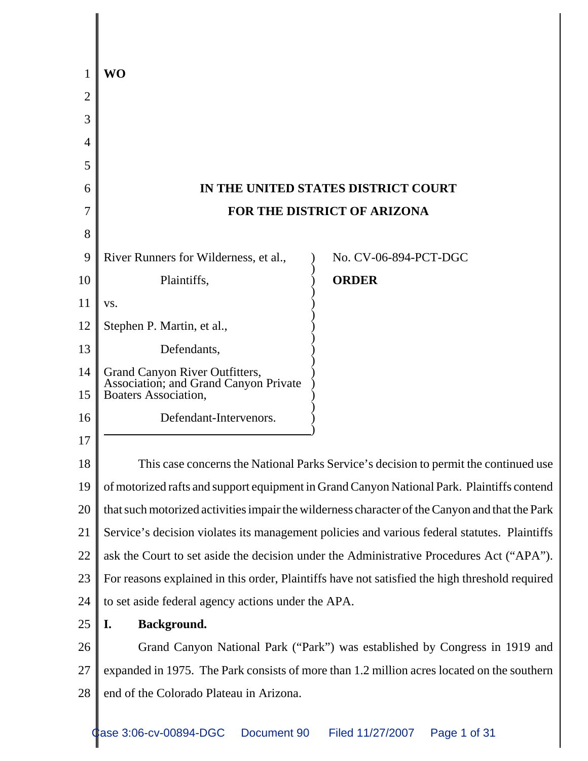**WO**

**IN THE UNITED STATES DISTRICT COURT**

**FOR THE DISTRICT OF ARIZONA**

River Runners for Wilderness, et al.,

Plaintiffs,

vs.

Stephen P. Martin, et al.,

Defendants,

Grand Canyon River Outfitters, Association; and Grand Canyon Private Boaters Association,

Defendant-Intervenors.

No. CV-06-894-PCT-DGC

**ORDER**

This case concerns the National Parks Service's decision to permit the continued use of motorized rafts and support equipment in Grand Canyon National Park. Plaintiffs contend that such motorized activities impair the wilderness character of the Canyon and that the Park Service's decision violates its management policies and various federal statutes. Plaintiffs ask the Court to set aside the decision under the Administrative Procedures Act ("APA"). For reasons explained in this order, Plaintiffs have not satisfied the high threshold required to set aside federal agency actions under the APA.

## I. Background.

Grand Canyon National Park ("Park") was established by Congress in 1919 and expanded in 1975. The Park consists of more than 1.2 million acres located on the southern end of the Colorado Plateau in Arizona.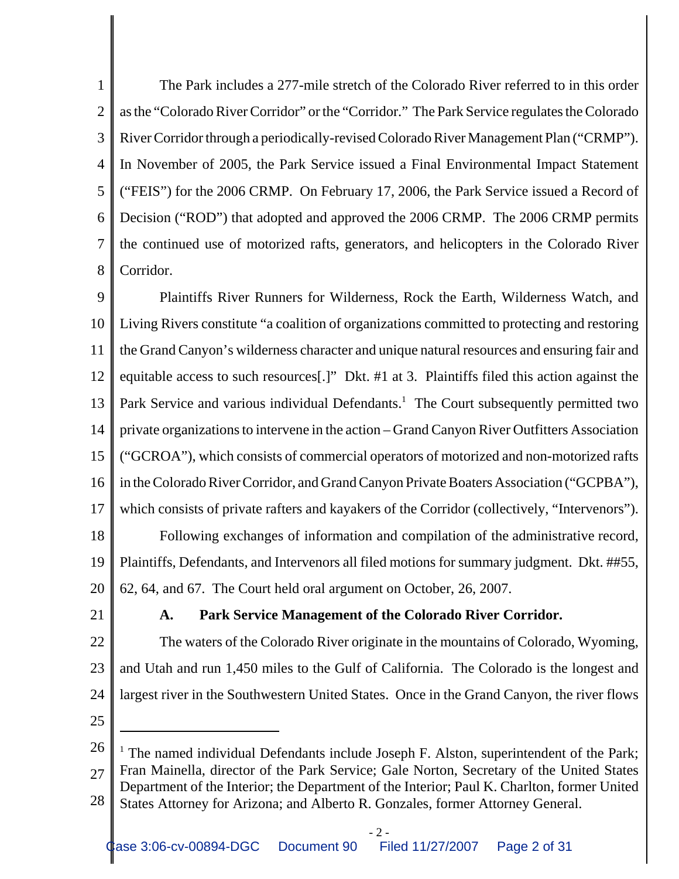The Park includes a 277-mile stretch of the Colorado River referred to in this order as the "Colorado River Corridor" or the "Corridor." The Park Service regulates the Colorado River Corridor through a periodically-revised Colorado River Management Plan ("CRMP"). In November of 2005, the Park Service issued a Final Environmental Impact Statement ("FEIS") for the 2006 CRMP. On February 17, 2006, the Park Service issued a Record of Decision ("ROD") that adopted and approved the 2006 CRMP. The 2006 CRMP permits the continued use of motorized rafts, generators, and helicopters in the Colorado River Corridor.

Plaintiffs River Runners for Wilderness, Rock the Earth, Wilderness Watch, and Living Rivers constitute "a coalition of organizations committed to protecting and restoring the Grand Canyon's wilderness character and unique natural resources and ensuring fair and equitable access to such resources[.]" Dkt. #1 at 3. Plaintiffs filed this action against the Park Service and various individual Defendants.[1] The Court subsequently permitted two private organizations to intervene in the action – Grand Canyon River Outfitters Association ("GCROA"), which consists of commercial operators of motorized and non-motorized rafts in the Colorado River Corridor, and Grand Canyon Private Boaters Association ("GCPBA"), which consists of private rafters and kayakers of the Corridor (collectively, "Intervenors").

Following exchanges of information and compilation of the administrative record, Plaintiffs, Defendants, and Intervenors all filed motions for summary judgment. Dkt. ##55, 62, 64, and 67. The Court held oral argument on October, 26, 2007.

### A. Park Service Management of the Colorado River Corridor.

The waters of the Colorado River originate in the mountains of Colorado, Wyoming, and Utah and run 1,450 miles to the Gulf of California. The Colorado is the longest and largest river in the Southwestern United States. Once in the Grand Canyon, the river flows

---

[1] The named individual Defendants include Joseph F. Alston, superintendent of the Park; Fran Mainella, director of the Park Service; Gale Norton, Secretary of the United States Department of the Interior; the Department of the Interior; Paul K. Charlton, former United States Attorney for Arizona; and Alberto R. Gonzales, former Attorney General.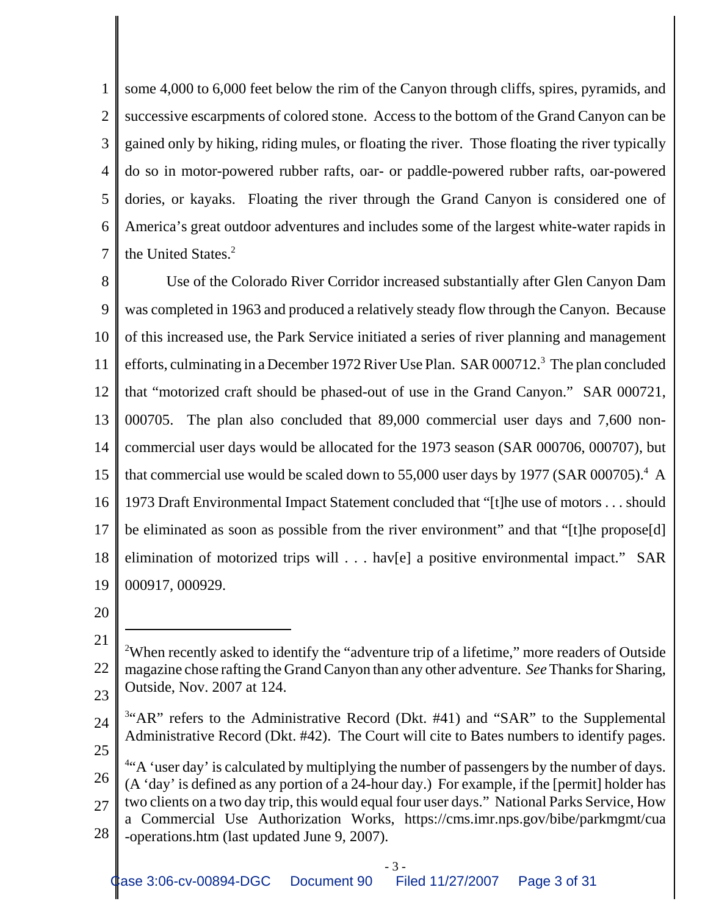some 4,000 to 6,000 feet below the rim of the Canyon through cliffs, spires, pyramids, and successive escarpments of colored stone. Access to the bottom of the Grand Canyon can be gained only by hiking, riding mules, or floating the river. Those floating the river typically do so in motor-powered rubber rafts, oar- or paddle-powered rubber rafts, oar-powered dories, or kayaks. Floating the river through the Grand Canyon is considered one of America's great outdoor adventures and includes some of the largest white-water rapids in the United States.[2]

Use of the Colorado River Corridor increased substantially after Glen Canyon Dam was completed in 1963 and produced a relatively steady flow through the Canyon. Because of this increased use, the Park Service initiated a series of river planning and management efforts, culminating in a December 1972 River Use Plan. SAR 000712.[3] The plan concluded that "motorized craft should be phased-out of use in the Grand Canyon." SAR 000721, 000705. The plan also concluded that 89,000 commercial user days and 7,600 non-commercial user days would be allocated for the 1973 season (SAR 000706, 000707), but that commercial use would be scaled down to 55,000 user days by 1977 (SAR 000705).[4] A 1973 Draft Environmental Impact Statement concluded that "[t]he use of motors . . . should be eliminated as soon as possible from the river environment" and that "[t]he propose[d] elimination of motorized trips will . . . hav[e] a positive environmental impact." SAR 000917, 000929.

---

[2] When recently asked to identify the "adventure trip of a lifetime," more readers of Outside magazine chose rafting the Grand Canyon than any other adventure. *See* Thanks for Sharing, Outside, Nov. 2007 at 124.

[3] "AR" refers to the Administrative Record (Dkt. #41) and "SAR" to the Supplemental Administrative Record (Dkt. #42). The Court will cite to Bates numbers to identify pages.

[4] "A 'user day' is calculated by multiplying the number of passengers by the number of days. (A 'day' is defined as any portion of a 24-hour day.) For example, if the [permit] holder has two clients on a two day trip, this would equal four user days." National Parks Service, How a Commercial Use Authorization Works, https://cms.imr.nps.gov/bibe/parkmgmt/cua-operations.htm (last updated June 9, 2007).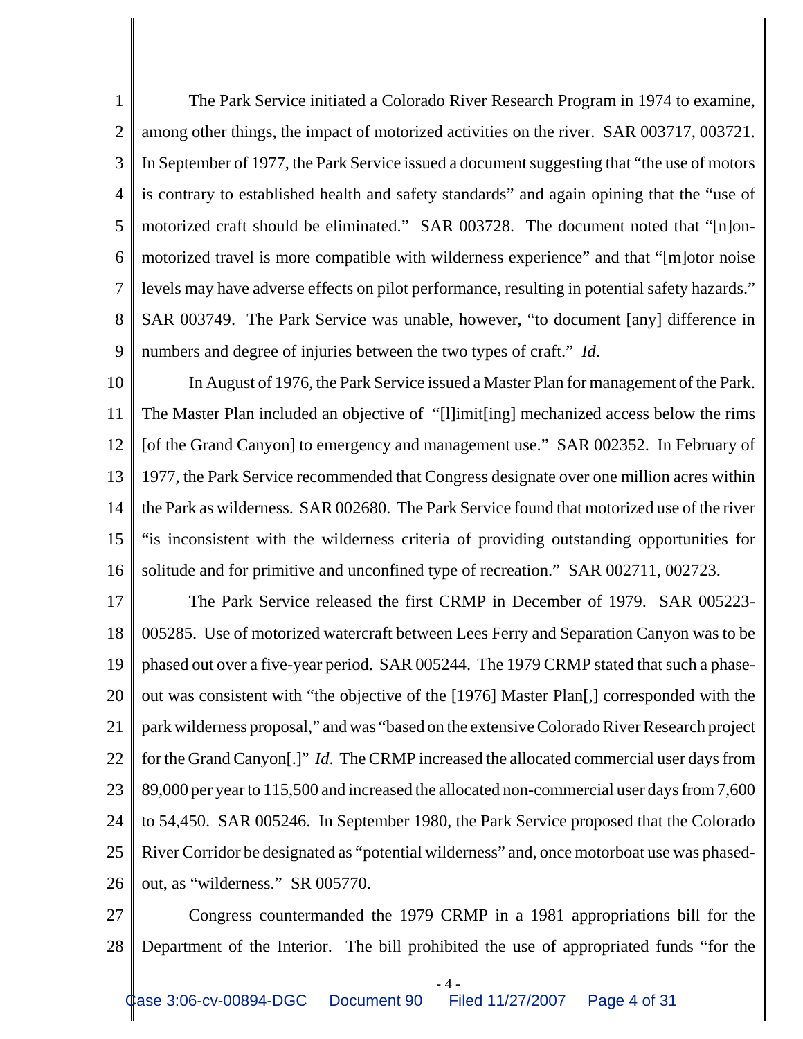The Park Service initiated a Colorado River Research Program in 1974 to examine, among other things, the impact of motorized activities on the river. SAR 003717, 003721. In September of 1977, the Park Service issued a document suggesting that "the use of motors is contrary to established health and safety standards" and again opining that the "use of motorized craft should be eliminated." SAR 003728. The document noted that "[n]on-motorized travel is more compatible with wilderness experience" and that "[m]otor noise levels may have adverse effects on pilot performance, resulting in potential safety hazards." SAR 003749. The Park Service was unable, however, "to document [any] difference in numbers and degree of injuries between the two types of craft." *Id*.

In August of 1976, the Park Service issued a Master Plan for management of the Park. The Master Plan included an objective of "[l]imit[ing] mechanized access below the rims [of the Grand Canyon] to emergency and management use." SAR 002352. In February of 1977, the Park Service recommended that Congress designate over one million acres within the Park as wilderness. SAR 002680. The Park Service found that motorized use of the river "is inconsistent with the wilderness criteria of providing outstanding opportunities for solitude and for primitive and unconfined type of recreation." SAR 002711, 002723.

The Park Service released the first CRMP in December of 1979. SAR 005223-005285. Use of motorized watercraft between Lees Ferry and Separation Canyon was to be phased out over a five-year period. SAR 005244. The 1979 CRMP stated that such a phase-out was consistent with "the objective of the [1976] Master Plan[,] corresponded with the park wilderness proposal," and was "based on the extensive Colorado River Research project for the Grand Canyon[.]" *Id*. The CRMP increased the allocated commercial user days from 89,000 per year to 115,500 and increased the allocated non-commercial user days from 7,600 to 54,450. SAR 005246. In September 1980, the Park Service proposed that the Colorado River Corridor be designated as "potential wilderness" and, once motorboat use was phased-out, as "wilderness." SR 005770.

Congress countermanded the 1979 CRMP in a 1981 appropriations bill for the Department of the Interior. The bill prohibited the use of appropriated funds "for the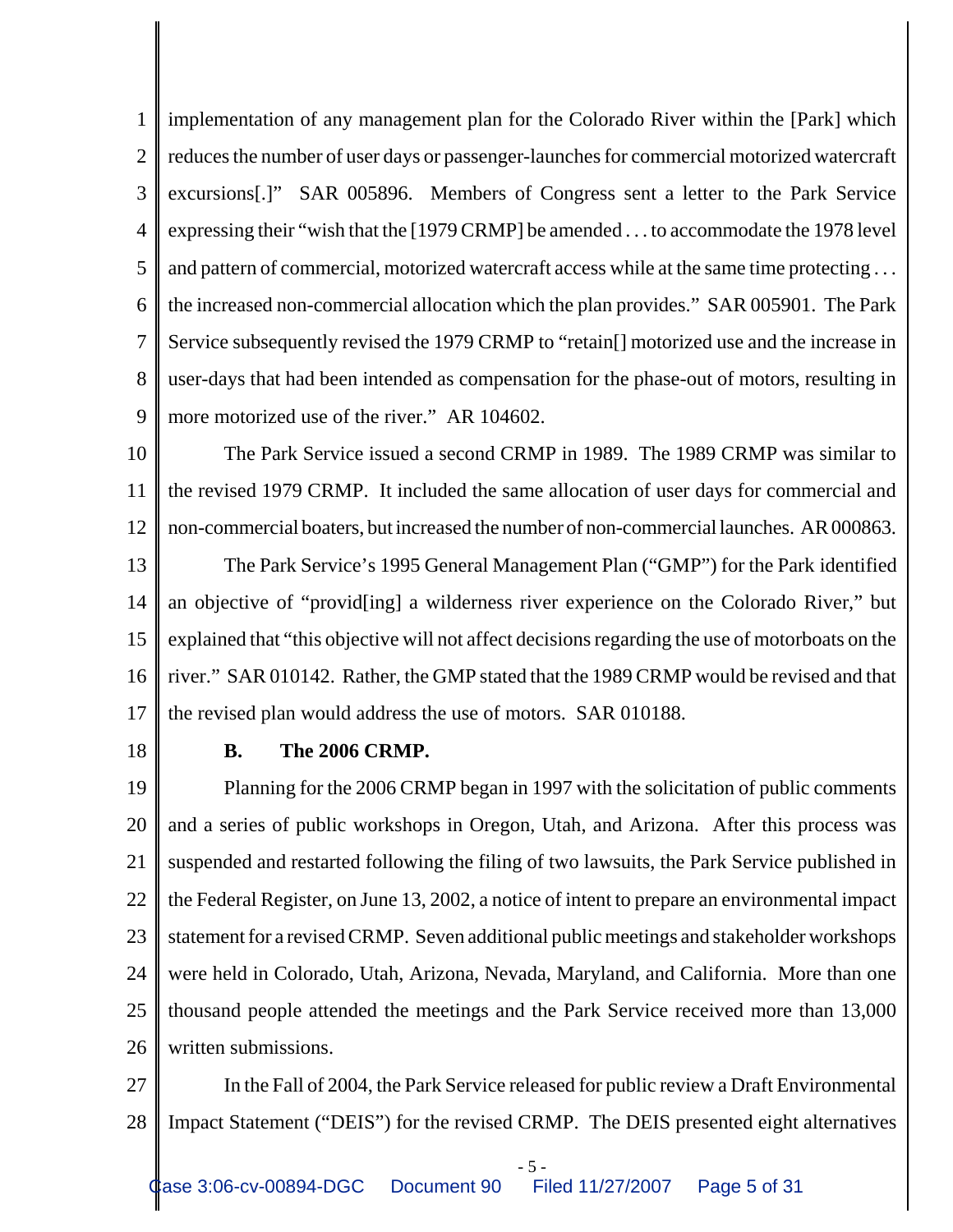implementation of any management plan for the Colorado River within the [Park] which reduces the number of user days or passenger-launches for commercial motorized watercraft excursions[.]" SAR 005896. Members of Congress sent a letter to the Park Service expressing their "wish that the [1979 CRMP] be amended . . . to accommodate the 1978 level and pattern of commercial, motorized watercraft access while at the same time protecting . . . the increased non-commercial allocation which the plan provides." SAR 005901. The Park Service subsequently revised the 1979 CRMP to "retain[] motorized use and the increase in user-days that had been intended as compensation for the phase-out of motors, resulting in more motorized use of the river." AR 104602.

The Park Service issued a second CRMP in 1989. The 1989 CRMP was similar to the revised 1979 CRMP. It included the same allocation of user days for commercial and non-commercial boaters, but increased the number of non-commercial launches. AR 000863.

The Park Service's 1995 General Management Plan ("GMP") for the Park identified an objective of "provid[ing] a wilderness river experience on the Colorado River," but explained that "this objective will not affect decisions regarding the use of motorboats on the river." SAR 010142. Rather, the GMP stated that the 1989 CRMP would be revised and that the revised plan would address the use of motors. SAR 010188.

**B. The 2006 CRMP.**

Planning for the 2006 CRMP began in 1997 with the solicitation of public comments and a series of public workshops in Oregon, Utah, and Arizona. After this process was suspended and restarted following the filing of two lawsuits, the Park Service published in the Federal Register, on June 13, 2002, a notice of intent to prepare an environmental impact statement for a revised CRMP. Seven additional public meetings and stakeholder workshops were held in Colorado, Utah, Arizona, Nevada, Maryland, and California. More than one thousand people attended the meetings and the Park Service received more than 13,000 written submissions.

In the Fall of 2004, the Park Service released for public review a Draft Environmental Impact Statement ("DEIS") for the revised CRMP. The DEIS presented eight alternatives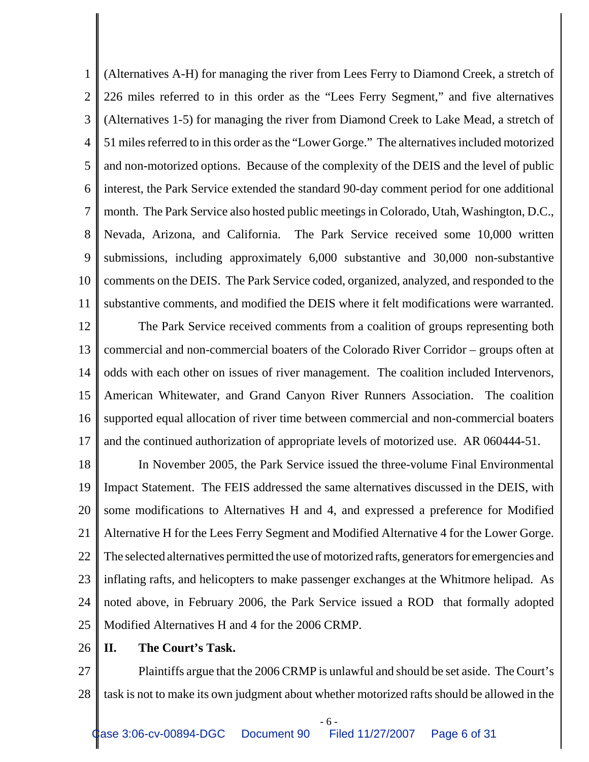(Alternatives A-H) for managing the river from Lees Ferry to Diamond Creek, a stretch of 226 miles referred to in this order as the "Lees Ferry Segment," and five alternatives (Alternatives 1-5) for managing the river from Diamond Creek to Lake Mead, a stretch of 51 miles referred to in this order as the "Lower Gorge." The alternatives included motorized and non-motorized options. Because of the complexity of the DEIS and the level of public interest, the Park Service extended the standard 90-day comment period for one additional month. The Park Service also hosted public meetings in Colorado, Utah, Washington, D.C., Nevada, Arizona, and California. The Park Service received some 10,000 written submissions, including approximately 6,000 substantive and 30,000 non-substantive comments on the DEIS. The Park Service coded, organized, analyzed, and responded to the substantive comments, and modified the DEIS where it felt modifications were warranted.

The Park Service received comments from a coalition of groups representing both commercial and non-commercial boaters of the Colorado River Corridor – groups often at odds with each other on issues of river management. The coalition included Intervenors, American Whitewater, and Grand Canyon River Runners Association. The coalition supported equal allocation of river time between commercial and non-commercial boaters and the continued authorization of appropriate levels of motorized use. AR 060444-51.

In November 2005, the Park Service issued the three-volume Final Environmental Impact Statement. The FEIS addressed the same alternatives discussed in the DEIS, with some modifications to Alternatives H and 4, and expressed a preference for Modified Alternative H for the Lees Ferry Segment and Modified Alternative 4 for the Lower Gorge. The selected alternatives permitted the use of motorized rafts, generators for emergencies and inflating rafts, and helicopters to make passenger exchanges at the Whitmore helipad. As noted above, in February 2006, the Park Service issued a ROD that formally adopted Modified Alternatives H and 4 for the 2006 CRMP.

## II. The Court's Task.

Plaintiffs argue that the 2006 CRMP is unlawful and should be set aside. The Court's task is not to make its own judgment about whether motorized rafts should be allowed in the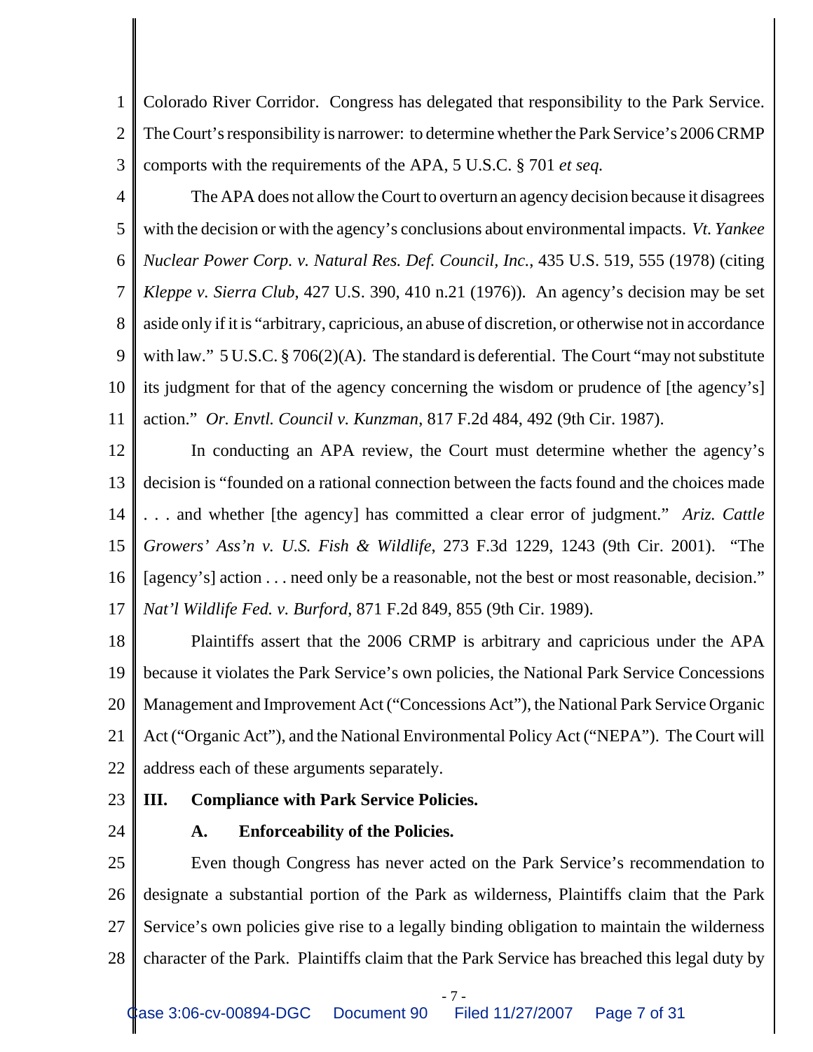Colorado River Corridor. Congress has delegated that responsibility to the Park Service. The Court's responsibility is narrower: to determine whether the Park Service's 2006 CRMP comports with the requirements of the APA, 5 U.S.C. § 701 *et seq.*

The APA does not allow the Court to overturn an agency decision because it disagrees with the decision or with the agency's conclusions about environmental impacts. *Vt. Yankee Nuclear Power Corp. v. Natural Res. Def. Council, Inc.*, 435 U.S. 519, 555 (1978) (citing *Kleppe v. Sierra Club*, 427 U.S. 390, 410 n.21 (1976)). An agency's decision may be set aside only if it is "arbitrary, capricious, an abuse of discretion, or otherwise not in accordance with law." 5 U.S.C. § 706(2)(A). The standard is deferential. The Court "may not substitute its judgment for that of the agency concerning the wisdom or prudence of [the agency's] action." *Or. Envtl. Council v. Kunzman*, 817 F.2d 484, 492 (9th Cir. 1987).

In conducting an APA review, the Court must determine whether the agency's decision is "founded on a rational connection between the facts found and the choices made . . . and whether [the agency] has committed a clear error of judgment." *Ariz. Cattle Growers' Ass'n v. U.S. Fish & Wildlife*, 273 F.3d 1229, 1243 (9th Cir. 2001). "The [agency's] action . . . need only be a reasonable, not the best or most reasonable, decision." *Nat'l Wildlife Fed. v. Burford*, 871 F.2d 849, 855 (9th Cir. 1989).

Plaintiffs assert that the 2006 CRMP is arbitrary and capricious under the APA because it violates the Park Service's own policies, the National Park Service Concessions Management and Improvement Act ("Concessions Act"), the National Park Service Organic Act ("Organic Act"), and the National Environmental Policy Act ("NEPA"). The Court will address each of these arguments separately.

## III. Compliance with Park Service Policies.

### A. Enforceability of the Policies.

Even though Congress has never acted on the Park Service's recommendation to designate a substantial portion of the Park as wilderness, Plaintiffs claim that the Park Service's own policies give rise to a legally binding obligation to maintain the wilderness character of the Park. Plaintiffs claim that the Park Service has breached this legal duty by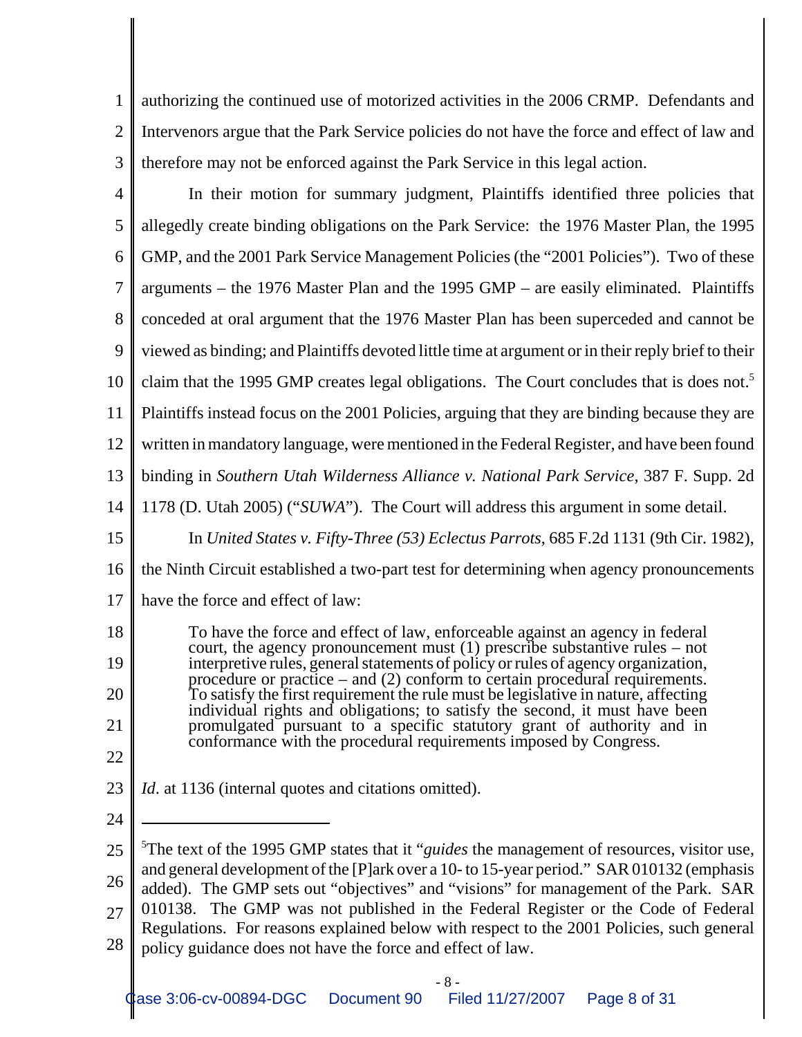authorizing the continued use of motorized activities in the 2006 CRMP. Defendants and Intervenors argue that the Park Service policies do not have the force and effect of law and therefore may not be enforced against the Park Service in this legal action.

In their motion for summary judgment, Plaintiffs identified three policies that allegedly create binding obligations on the Park Service: the 1976 Master Plan, the 1995 GMP, and the 2001 Park Service Management Policies (the "2001 Policies"). Two of these arguments – the 1976 Master Plan and the 1995 GMP – are easily eliminated. Plaintiffs conceded at oral argument that the 1976 Master Plan has been superceded and cannot be viewed as binding; and Plaintiffs devoted little time at argument or in their reply brief to their claim that the 1995 GMP creates legal obligations. The Court concludes that is does not.[5] Plaintiffs instead focus on the 2001 Policies, arguing that they are binding because they are written in mandatory language, were mentioned in the Federal Register, and have been found binding in *Southern Utah Wilderness Alliance v. National Park Service*, 387 F. Supp. 2d 1178 (D. Utah 2005) ("*SUWA*"). The Court will address this argument in some detail.

In *United States v. Fifty-Three (53) Eclectus Parrots*, 685 F.2d 1131 (9th Cir. 1982), the Ninth Circuit established a two-part test for determining when agency pronouncements have the force and effect of law:

> To have the force and effect of law, enforceable against an agency in federal court, the agency pronouncement must (1) prescribe substantive rules – not interpretive rules, general statements of policy or rules of agency organization, procedure or practice – and (2) conform to certain procedural requirements. To satisfy the first requirement the rule must be legislative in nature, affecting individual rights and obligations; to satisfy the second, it must have been promulgated pursuant to a specific statutory grant of authority and in conformance with the procedural requirements imposed by Congress.

*Id.* at 1136 (internal quotes and citations omitted).

---

[5]The text of the 1995 GMP states that it "*guides* the management of resources, visitor use, and general development of the [P]ark over a 10- to 15-year period." SAR 010132 (emphasis added). The GMP sets out "objectives" and "visions" for management of the Park. SAR 010138. The GMP was not published in the Federal Register or the Code of Federal Regulations. For reasons explained below with respect to the 2001 Policies, such general policy guidance does not have the force and effect of law.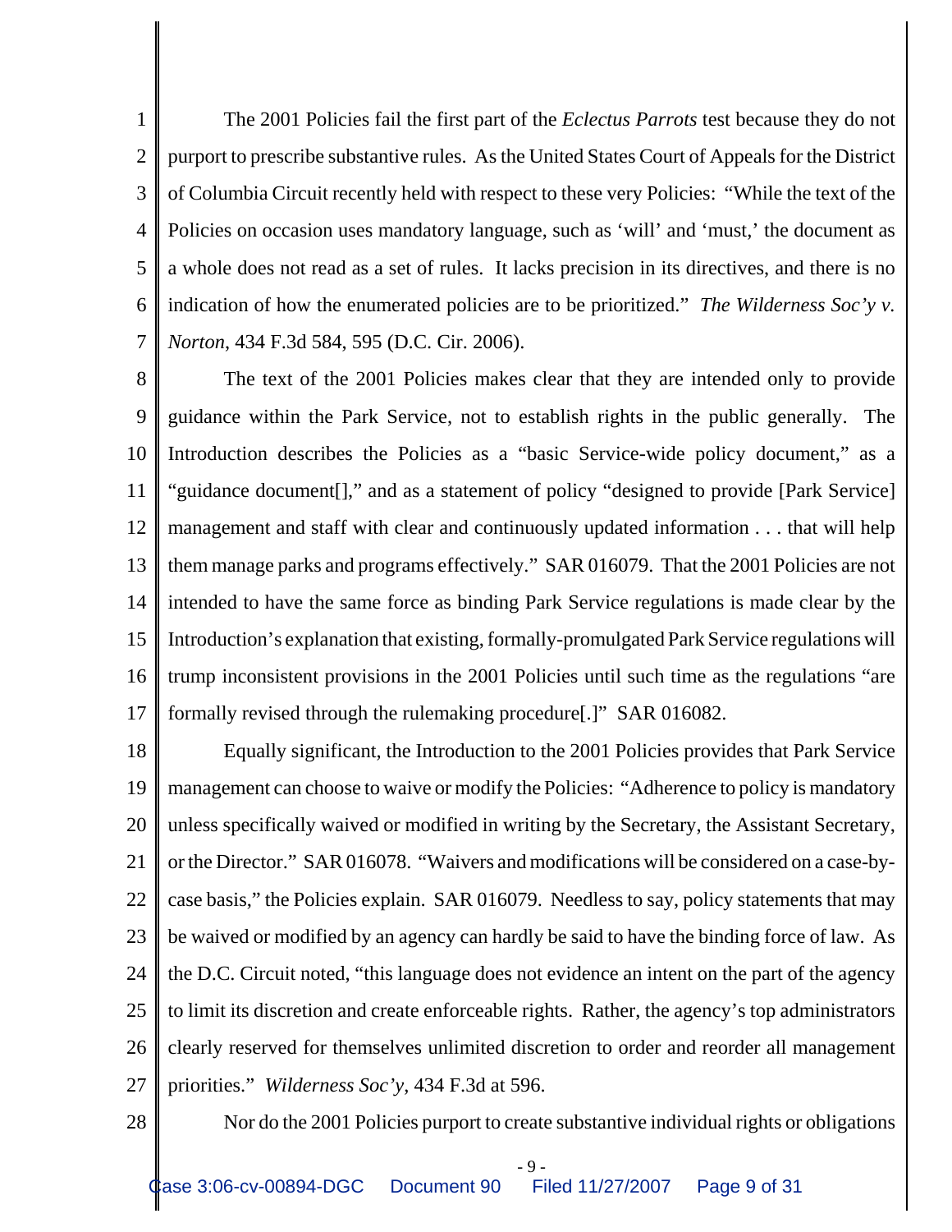The 2001 Policies fail the first part of the *Eclectus Parrots* test because they do not purport to prescribe substantive rules. As the United States Court of Appeals for the District of Columbia Circuit recently held with respect to these very Policies: "While the text of the Policies on occasion uses mandatory language, such as 'will' and 'must,' the document as a whole does not read as a set of rules. It lacks precision in its directives, and there is no indication of how the enumerated policies are to be prioritized." *The Wilderness Soc'y v. Norton*, 434 F.3d 584, 595 (D.C. Cir. 2006).

The text of the 2001 Policies makes clear that they are intended only to provide guidance within the Park Service, not to establish rights in the public generally. The Introduction describes the Policies as a "basic Service-wide policy document," as a "guidance document[]," and as a statement of policy "designed to provide [Park Service] management and staff with clear and continuously updated information . . . that will help them manage parks and programs effectively." SAR 016079. That the 2001 Policies are not intended to have the same force as binding Park Service regulations is made clear by the Introduction's explanation that existing, formally-promulgated Park Service regulations will trump inconsistent provisions in the 2001 Policies until such time as the regulations "are formally revised through the rulemaking procedure[.]" SAR 016082.

Equally significant, the Introduction to the 2001 Policies provides that Park Service management can choose to waive or modify the Policies: "Adherence to policy is mandatory unless specifically waived or modified in writing by the Secretary, the Assistant Secretary, or the Director." SAR 016078. "Waivers and modifications will be considered on a case-by-case basis," the Policies explain. SAR 016079. Needless to say, policy statements that may be waived or modified by an agency can hardly be said to have the binding force of law. As the D.C. Circuit noted, "this language does not evidence an intent on the part of the agency to limit its discretion and create enforceable rights. Rather, the agency's top administrators clearly reserved for themselves unlimited discretion to order and reorder all management priorities." *Wilderness Soc'y*, 434 F.3d at 596.

Nor do the 2001 Policies purport to create substantive individual rights or obligations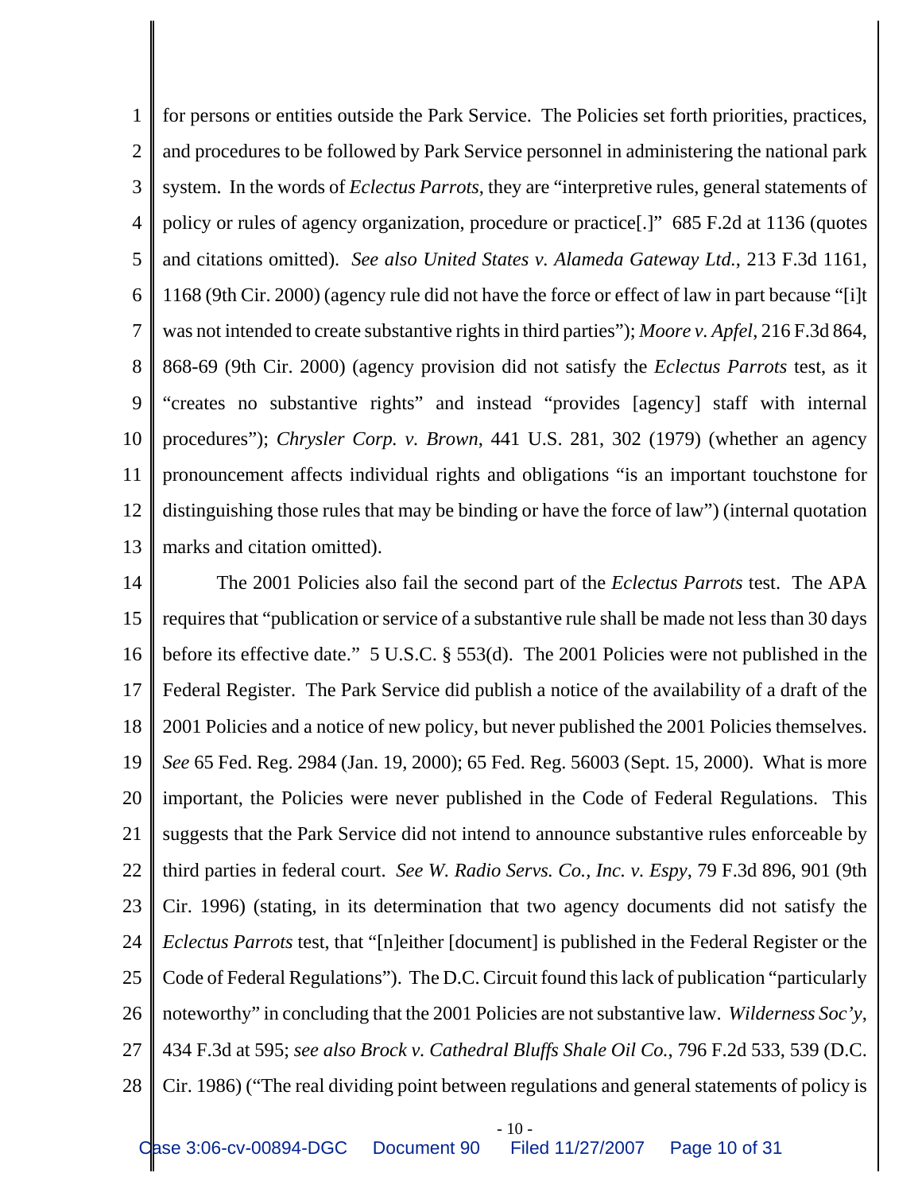for persons or entities outside the Park Service. The Policies set forth priorities, practices, and procedures to be followed by Park Service personnel in administering the national park system. In the words of *Eclectus Parrots*, they are "interpretive rules, general statements of policy or rules of agency organization, procedure or practice[.]" 685 F.2d at 1136 (quotes and citations omitted). *See also United States v. Alameda Gateway Ltd.*, 213 F.3d 1161, 1168 (9th Cir. 2000) (agency rule did not have the force or effect of law in part because "[i]t was not intended to create substantive rights in third parties"); *Moore v. Apfel*, 216 F.3d 864, 868-69 (9th Cir. 2000) (agency provision did not satisfy the *Eclectus Parrots* test, as it "creates no substantive rights" and instead "provides [agency] staff with internal procedures"); *Chrysler Corp. v. Brown*, 441 U.S. 281, 302 (1979) (whether an agency pronouncement affects individual rights and obligations "is an important touchstone for distinguishing those rules that may be binding or have the force of law") (internal quotation marks and citation omitted).

The 2001 Policies also fail the second part of the *Eclectus Parrots* test. The APA requires that "publication or service of a substantive rule shall be made not less than 30 days before its effective date." 5 U.S.C. § 553(d). The 2001 Policies were not published in the Federal Register. The Park Service did publish a notice of the availability of a draft of the 2001 Policies and a notice of new policy, but never published the 2001 Policies themselves. *See* 65 Fed. Reg. 2984 (Jan. 19, 2000); 65 Fed. Reg. 56003 (Sept. 15, 2000). What is more important, the Policies were never published in the Code of Federal Regulations. This suggests that the Park Service did not intend to announce substantive rules enforceable by third parties in federal court. *See W. Radio Servs. Co., Inc. v. Espy*, 79 F.3d 896, 901 (9th Cir. 1996) (stating, in its determination that two agency documents did not satisfy the *Eclectus Parrots* test, that "[n]either [document] is published in the Federal Register or the Code of Federal Regulations"). The D.C. Circuit found this lack of publication "particularly noteworthy" in concluding that the 2001 Policies are not substantive law. *Wilderness Soc'y*, 434 F.3d at 595; *see also Brock v. Cathedral Bluffs Shale Oil Co.*, 796 F.2d 533, 539 (D.C. Cir. 1986) ("The real dividing point between regulations and general statements of policy is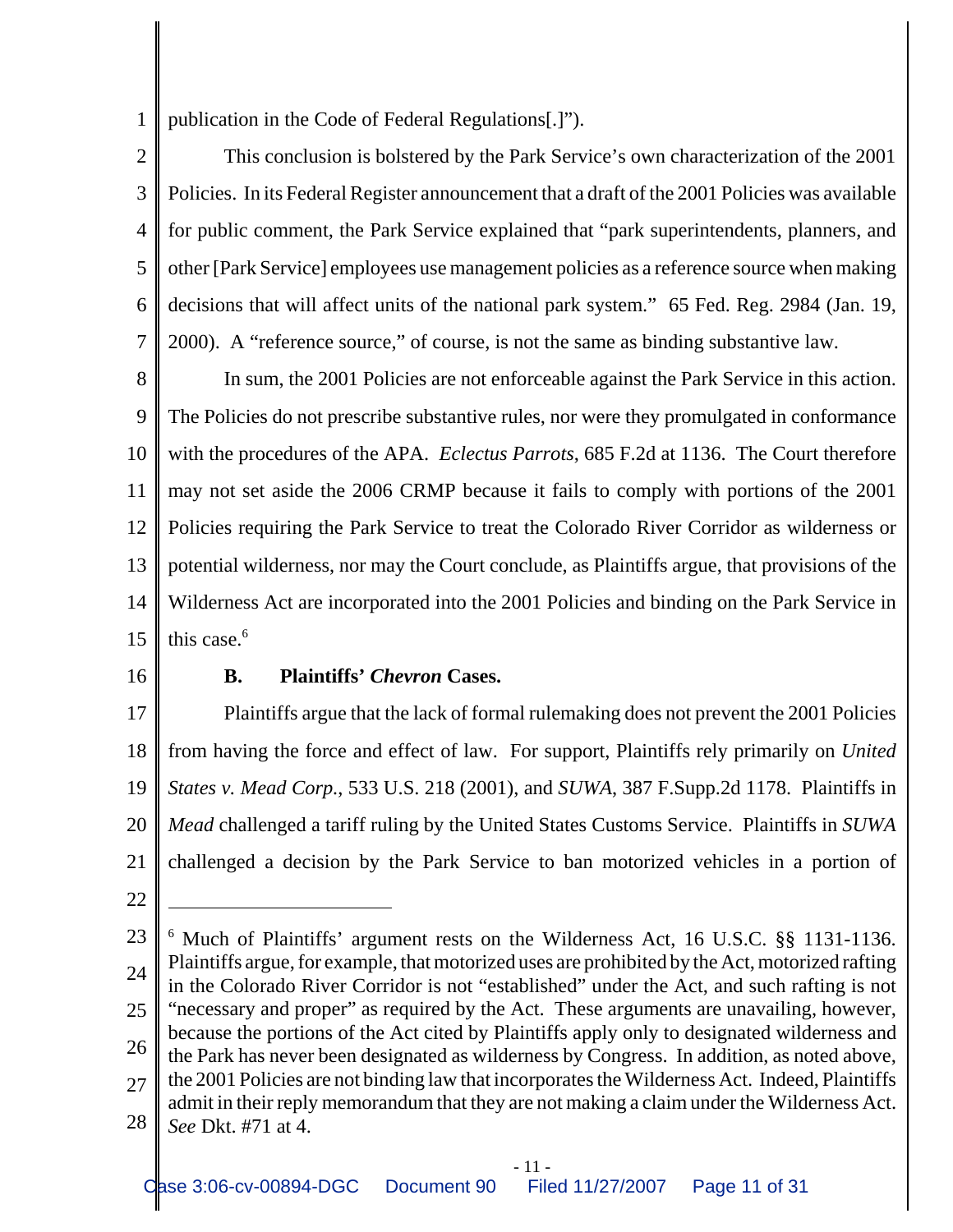publication in the Code of Federal Regulations[.]").

This conclusion is bolstered by the Park Service's own characterization of the 2001 Policies. In its Federal Register announcement that a draft of the 2001 Policies was available for public comment, the Park Service explained that "park superintendents, planners, and other [Park Service] employees use management policies as a reference source when making decisions that will affect units of the national park system." 65 Fed. Reg. 2984 (Jan. 19, 2000). A "reference source," of course, is not the same as binding substantive law.

In sum, the 2001 Policies are not enforceable against the Park Service in this action. The Policies do not prescribe substantive rules, nor were they promulgated in conformance with the procedures of the APA. *Eclectus Parrots*, 685 F.2d at 1136. The Court therefore may not set aside the 2006 CRMP because it fails to comply with portions of the 2001 Policies requiring the Park Service to treat the Colorado River Corridor as wilderness or potential wilderness, nor may the Court conclude, as Plaintiffs argue, that provisions of the Wilderness Act are incorporated into the 2001 Policies and binding on the Park Service in this case.[6]

### B. Plaintiffs' *Chevron* Cases.

Plaintiffs argue that the lack of formal rulemaking does not prevent the 2001 Policies from having the force and effect of law. For support, Plaintiffs rely primarily on *United States v. Mead Corp.*, 533 U.S. 218 (2001), and *SUWA*, 387 F.Supp.2d 1178. Plaintiffs in *Mead* challenged a tariff ruling by the United States Customs Service. Plaintiffs in *SUWA* challenged a decision by the Park Service to ban motorized vehicles in a portion of

---

[6] Much of Plaintiffs' argument rests on the Wilderness Act, 16 U.S.C. §§ 1131-1136. Plaintiffs argue, for example, that motorized uses are prohibited by the Act, motorized rafting in the Colorado River Corridor is not "established" under the Act, and such rafting is not "necessary and proper" as required by the Act. These arguments are unavailing, however, because the portions of the Act cited by Plaintiffs apply only to designated wilderness and the Park has never been designated as wilderness by Congress. In addition, as noted above, the 2001 Policies are not binding law that incorporates the Wilderness Act. Indeed, Plaintiffs admit in their reply memorandum that they are not making a claim under the Wilderness Act. *See* Dkt. #71 at 4.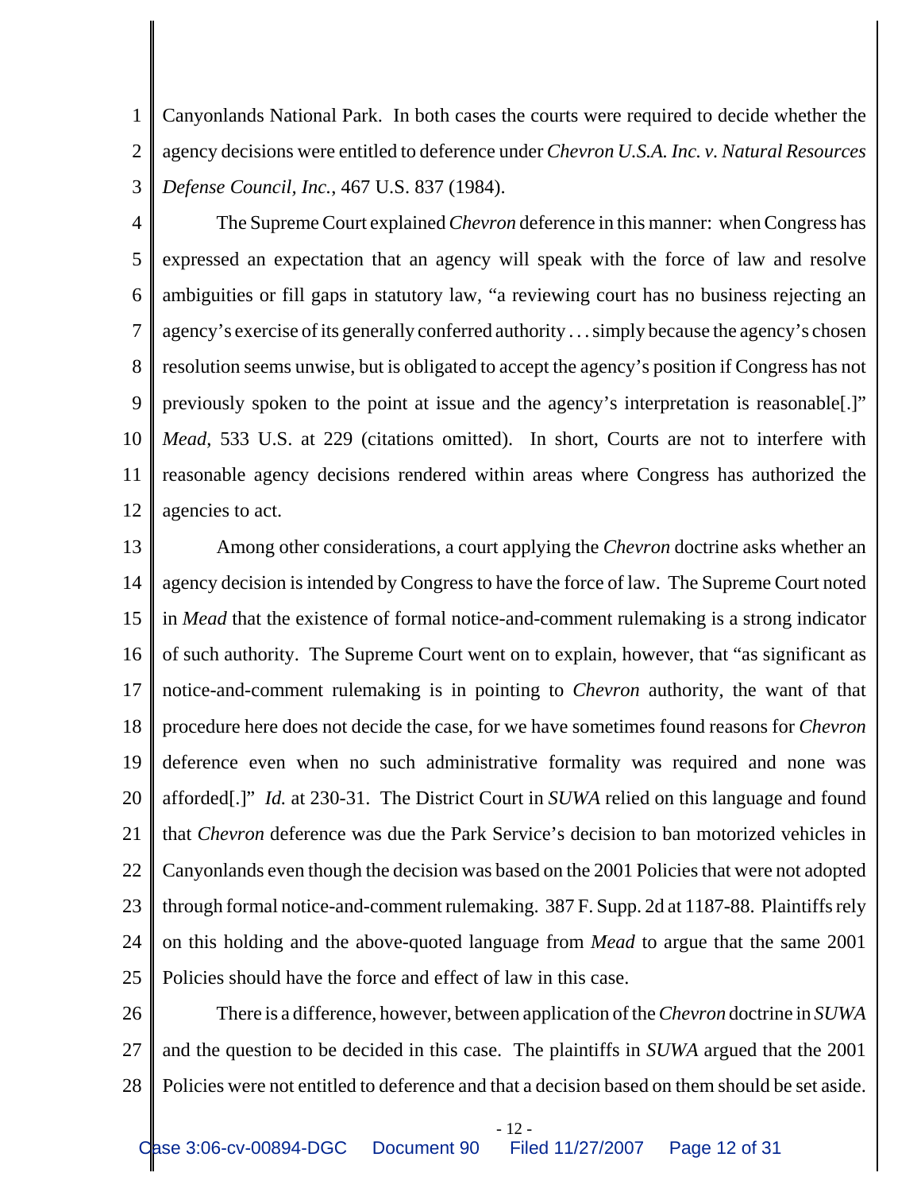Canyonlands National Park. In both cases the courts were required to decide whether the agency decisions were entitled to deference under *Chevron U.S.A. Inc. v. Natural Resources Defense Council, Inc.*, 467 U.S. 837 (1984).

The Supreme Court explained *Chevron* deference in this manner: when Congress has expressed an expectation that an agency will speak with the force of law and resolve ambiguities or fill gaps in statutory law, "a reviewing court has no business rejecting an agency's exercise of its generally conferred authority . . . simply because the agency's chosen resolution seems unwise, but is obligated to accept the agency's position if Congress has not previously spoken to the point at issue and the agency's interpretation is reasonable[.]" *Mead*, 533 U.S. at 229 (citations omitted). In short, Courts are not to interfere with reasonable agency decisions rendered within areas where Congress has authorized the agencies to act.

Among other considerations, a court applying the *Chevron* doctrine asks whether an agency decision is intended by Congress to have the force of law. The Supreme Court noted in *Mead* that the existence of formal notice-and-comment rulemaking is a strong indicator of such authority. The Supreme Court went on to explain, however, that "as significant as notice-and-comment rulemaking is in pointing to *Chevron* authority, the want of that procedure here does not decide the case, for we have sometimes found reasons for *Chevron* deference even when no such administrative formality was required and none was afforded[.]" *Id.* at 230-31. The District Court in *SUWA* relied on this language and found that *Chevron* deference was due the Park Service's decision to ban motorized vehicles in Canyonlands even though the decision was based on the 2001 Policies that were not adopted through formal notice-and-comment rulemaking. 387 F. Supp. 2d at 1187-88. Plaintiffs rely on this holding and the above-quoted language from *Mead* to argue that the same 2001 Policies should have the force and effect of law in this case.

There is a difference, however, between application of the *Chevron* doctrine in *SUWA* and the question to be decided in this case. The plaintiffs in *SUWA* argued that the 2001 Policies were not entitled to deference and that a decision based on them should be set aside.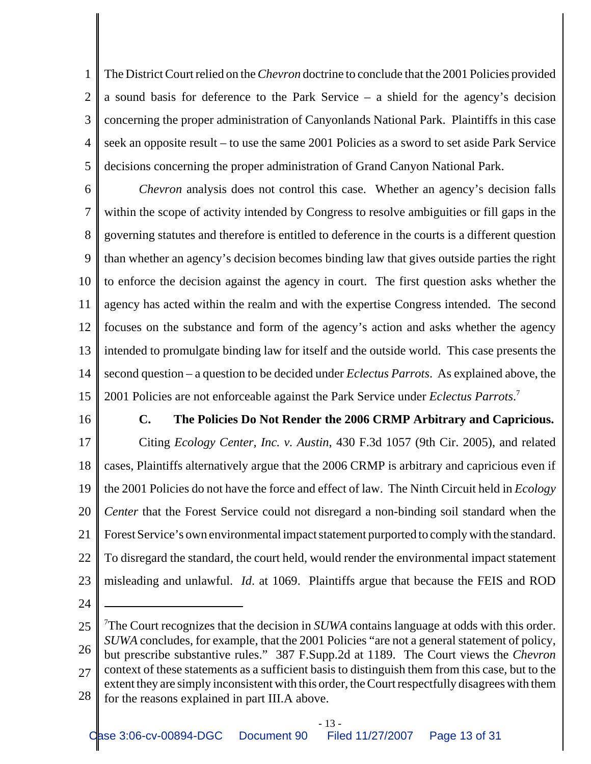The District Court relied on the *Chevron* doctrine to conclude that the 2001 Policies provided a sound basis for deference to the Park Service – a shield for the agency's decision concerning the proper administration of Canyonlands National Park. Plaintiffs in this case seek an opposite result – to use the same 2001 Policies as a sword to set aside Park Service decisions concerning the proper administration of Grand Canyon National Park.

*Chevron* analysis does not control this case. Whether an agency's decision falls within the scope of activity intended by Congress to resolve ambiguities or fill gaps in the governing statutes and therefore is entitled to deference in the courts is a different question than whether an agency's decision becomes binding law that gives outside parties the right to enforce the decision against the agency in court. The first question asks whether the agency has acted within the realm and with the expertise Congress intended. The second focuses on the substance and form of the agency's action and asks whether the agency intended to promulgate binding law for itself and the outside world. This case presents the second question – a question to be decided under *Eclectus Parrots*. As explained above, the 2001 Policies are not enforceable against the Park Service under *Eclectus Parrots*.[7]

### C. The Policies Do Not Render the 2006 CRMP Arbitrary and Capricious.

Citing *Ecology Center, Inc. v. Austin*, 430 F.3d 1057 (9th Cir. 2005), and related cases, Plaintiffs alternatively argue that the 2006 CRMP is arbitrary and capricious even if the 2001 Policies do not have the force and effect of law. The Ninth Circuit held in *Ecology Center* that the Forest Service could not disregard a non-binding soil standard when the Forest Service's own environmental impact statement purported to comply with the standard. To disregard the standard, the court held, would render the environmental impact statement misleading and unlawful. *Id.* at 1069. Plaintiffs argue that because the FEIS and ROD

---

[7] The Court recognizes that the decision in *SUWA* contains language at odds with this order. *SUWA* concludes, for example, that the 2001 Policies "are not a general statement of policy, but prescribe substantive rules." 387 F.Supp.2d at 1189. The Court views the *Chevron* context of these statements as a sufficient basis to distinguish them from this case, but to the extent they are simply inconsistent with this order, the Court respectfully disagrees with them for the reasons explained in part III.A above.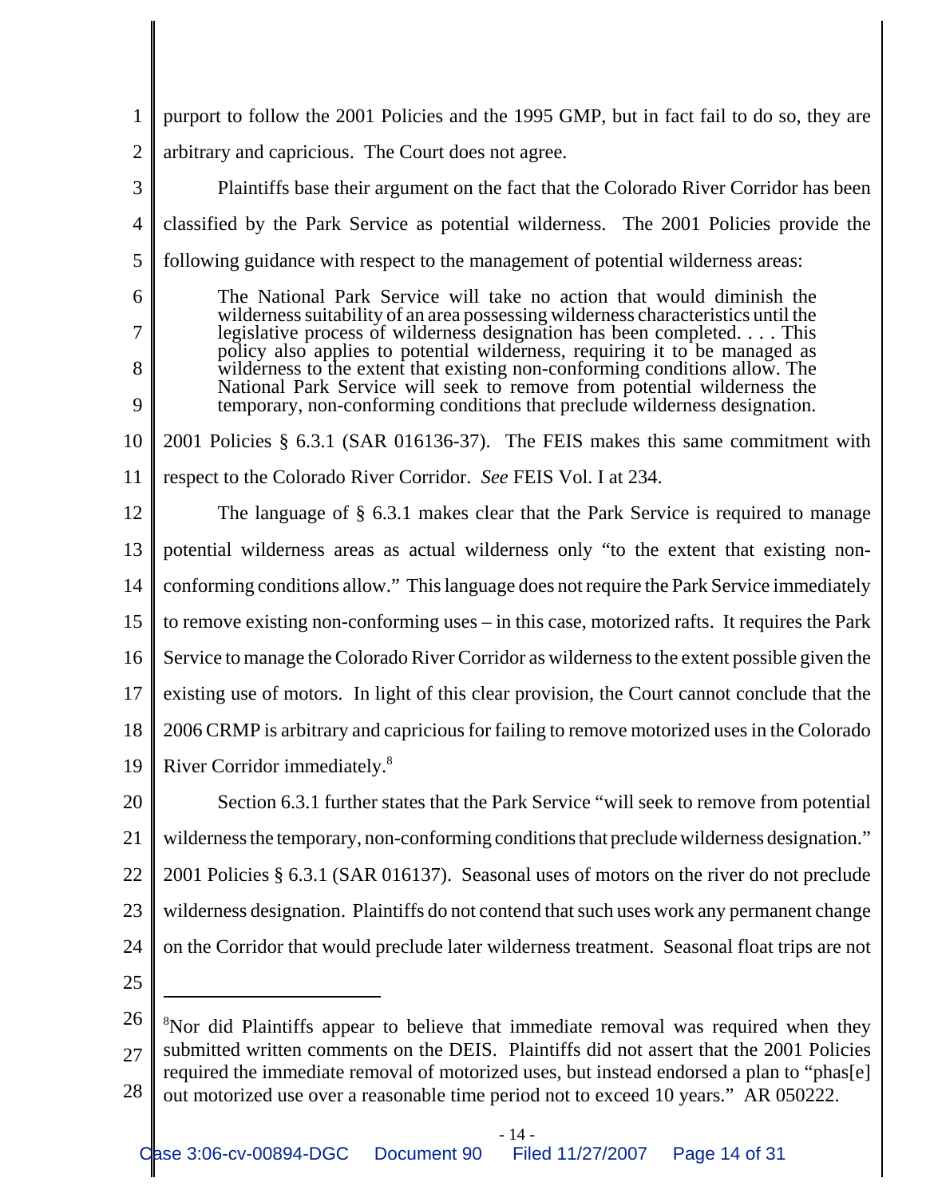purport to follow the 2001 Policies and the 1995 GMP, but in fact fail to do so, they are arbitrary and capricious. The Court does not agree.

Plaintiffs base their argument on the fact that the Colorado River Corridor has been classified by the Park Service as potential wilderness. The 2001 Policies provide the following guidance with respect to the management of potential wilderness areas:

> The National Park Service will take no action that would diminish the wilderness suitability of an area possessing wilderness characteristics until the legislative process of wilderness designation has been completed. . . . This policy also applies to potential wilderness, requiring it to be managed as wilderness to the extent that existing non-conforming conditions allow. The National Park Service will seek to remove from potential wilderness the temporary, non-conforming conditions that preclude wilderness designation.

2001 Policies § 6.3.1 (SAR 016136-37). The FEIS makes this same commitment with respect to the Colorado River Corridor. *See* FEIS Vol. I at 234.

The language of § 6.3.1 makes clear that the Park Service is required to manage potential wilderness areas as actual wilderness only "to the extent that existing non-conforming conditions allow." This language does not require the Park Service immediately to remove existing non-conforming uses – in this case, motorized rafts. It requires the Park Service to manage the Colorado River Corridor as wilderness to the extent possible given the existing use of motors. In light of this clear provision, the Court cannot conclude that the 2006 CRMP is arbitrary and capricious for failing to remove motorized uses in the Colorado River Corridor immediately.[8]

Section 6.3.1 further states that the Park Service "will seek to remove from potential wilderness the temporary, non-conforming conditions that preclude wilderness designation." 2001 Policies § 6.3.1 (SAR 016137). Seasonal uses of motors on the river do not preclude wilderness designation. Plaintiffs do not contend that such uses work any permanent change on the Corridor that would preclude later wilderness treatment. Seasonal float trips are not

---

[8]Nor did Plaintiffs appear to believe that immediate removal was required when they submitted written comments on the DEIS. Plaintiffs did not assert that the 2001 Policies required the immediate removal of motorized uses, but instead endorsed a plan to "phas[e] out motorized use over a reasonable time period not to exceed 10 years." AR 050222.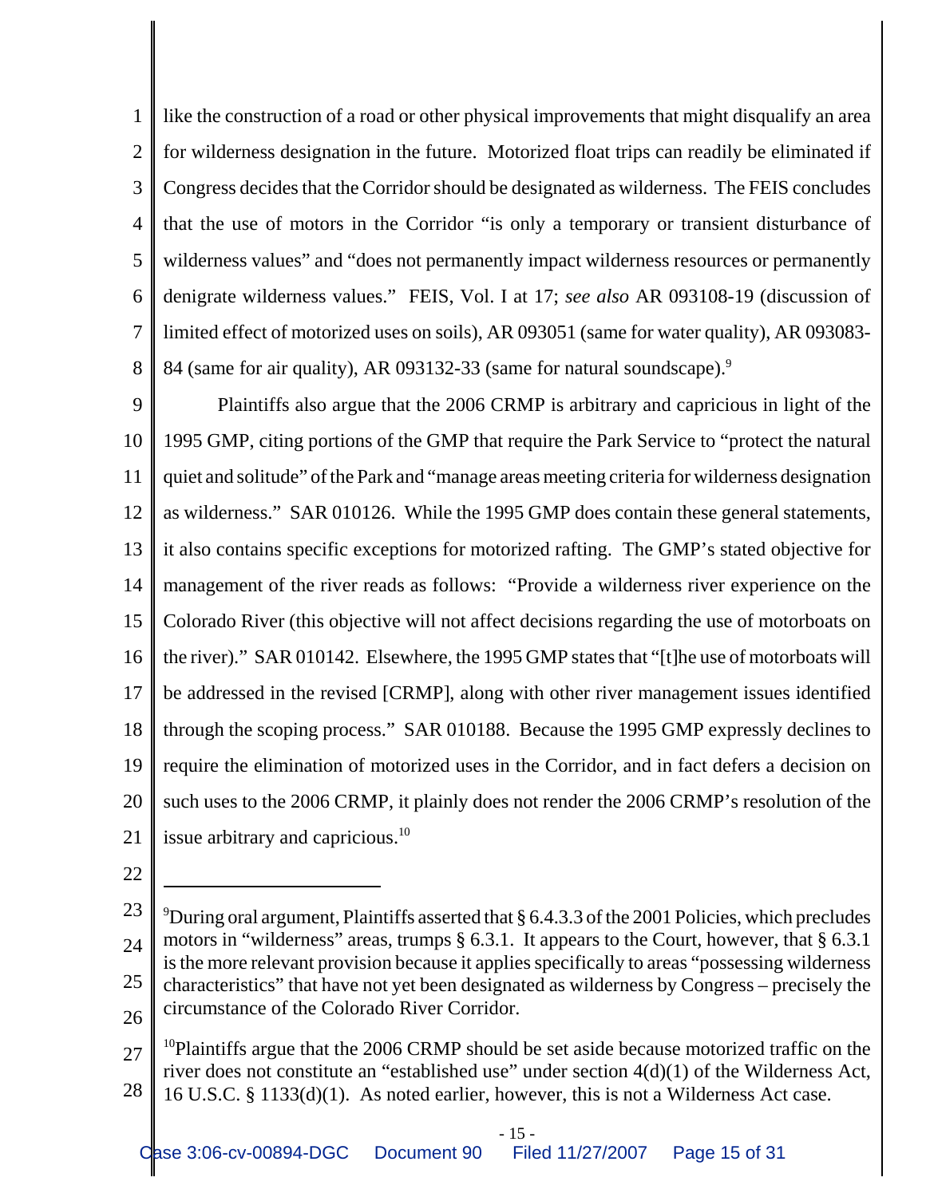like the construction of a road or other physical improvements that might disqualify an area for wilderness designation in the future. Motorized float trips can readily be eliminated if Congress decides that the Corridor should be designated as wilderness. The FEIS concludes that the use of motors in the Corridor "is only a temporary or transient disturbance of wilderness values" and "does not permanently impact wilderness resources or permanently denigrate wilderness values." FEIS, Vol. I at 17; *see also* AR 093108-19 (discussion of limited effect of motorized uses on soils), AR 093051 (same for water quality), AR 093083-84 (same for air quality), AR 093132-33 (same for natural soundscape).[9]

Plaintiffs also argue that the 2006 CRMP is arbitrary and capricious in light of the 1995 GMP, citing portions of the GMP that require the Park Service to "protect the natural quiet and solitude" of the Park and "manage areas meeting criteria for wilderness designation as wilderness." SAR 010126. While the 1995 GMP does contain these general statements, it also contains specific exceptions for motorized rafting. The GMP's stated objective for management of the river reads as follows: "Provide a wilderness river experience on the Colorado River (this objective will not affect decisions regarding the use of motorboats on the river)." SAR 010142. Elsewhere, the 1995 GMP states that "[t]he use of motorboats will be addressed in the revised [CRMP], along with other river management issues identified through the scoping process." SAR 010188. Because the 1995 GMP expressly declines to require the elimination of motorized uses in the Corridor, and in fact defers a decision on such uses to the 2006 CRMP, it plainly does not render the 2006 CRMP's resolution of the issue arbitrary and capricious.[10]

---

[9]During oral argument, Plaintiffs asserted that § 6.4.3.3 of the 2001 Policies, which precludes motors in "wilderness" areas, trumps § 6.3.1. It appears to the Court, however, that § 6.3.1 is the more relevant provision because it applies specifically to areas "possessing wilderness characteristics" that have not yet been designated as wilderness by Congress – precisely the circumstance of the Colorado River Corridor.

[10]Plaintiffs argue that the 2006 CRMP should be set aside because motorized traffic on the river does not constitute an "established use" under section 4(d)(1) of the Wilderness Act, 16 U.S.C. § 1133(d)(1). As noted earlier, however, this is not a Wilderness Act case.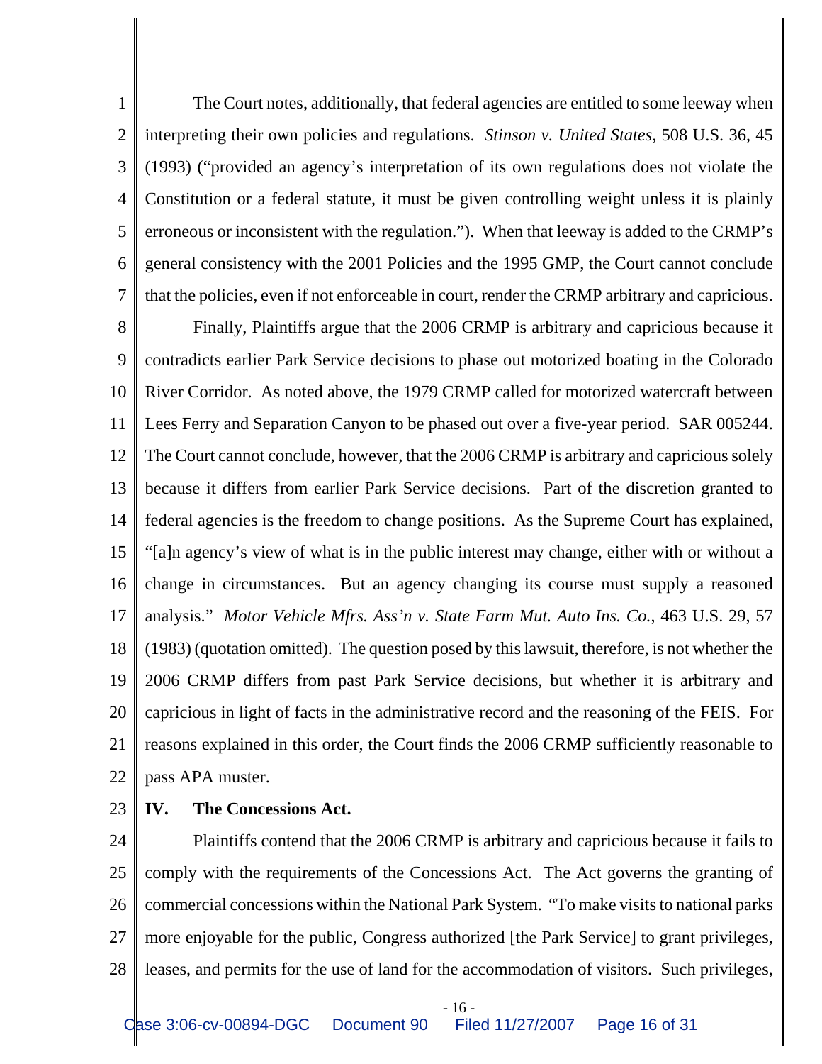The Court notes, additionally, that federal agencies are entitled to some leeway when interpreting their own policies and regulations. *Stinson v. United States*, 508 U.S. 36, 45 (1993) ("provided an agency's interpretation of its own regulations does not violate the Constitution or a federal statute, it must be given controlling weight unless it is plainly erroneous or inconsistent with the regulation."). When that leeway is added to the CRMP's general consistency with the 2001 Policies and the 1995 GMP, the Court cannot conclude that the policies, even if not enforceable in court, render the CRMP arbitrary and capricious.

Finally, Plaintiffs argue that the 2006 CRMP is arbitrary and capricious because it contradicts earlier Park Service decisions to phase out motorized boating in the Colorado River Corridor. As noted above, the 1979 CRMP called for motorized watercraft between Lees Ferry and Separation Canyon to be phased out over a five-year period. SAR 005244. The Court cannot conclude, however, that the 2006 CRMP is arbitrary and capricious solely because it differs from earlier Park Service decisions. Part of the discretion granted to federal agencies is the freedom to change positions. As the Supreme Court has explained, "[a]n agency's view of what is in the public interest may change, either with or without a change in circumstances. But an agency changing its course must supply a reasoned analysis." *Motor Vehicle Mfrs. Ass'n v. State Farm Mut. Auto Ins. Co.*, 463 U.S. 29, 57 (1983) (quotation omitted). The question posed by this lawsuit, therefore, is not whether the 2006 CRMP differs from past Park Service decisions, but whether it is arbitrary and capricious in light of facts in the administrative record and the reasoning of the FEIS. For reasons explained in this order, the Court finds the 2006 CRMP sufficiently reasonable to pass APA muster.

## IV. The Concessions Act.

Plaintiffs contend that the 2006 CRMP is arbitrary and capricious because it fails to comply with the requirements of the Concessions Act. The Act governs the granting of commercial concessions within the National Park System. "To make visits to national parks more enjoyable for the public, Congress authorized [the Park Service] to grant privileges, leases, and permits for the use of land for the accommodation of visitors. Such privileges,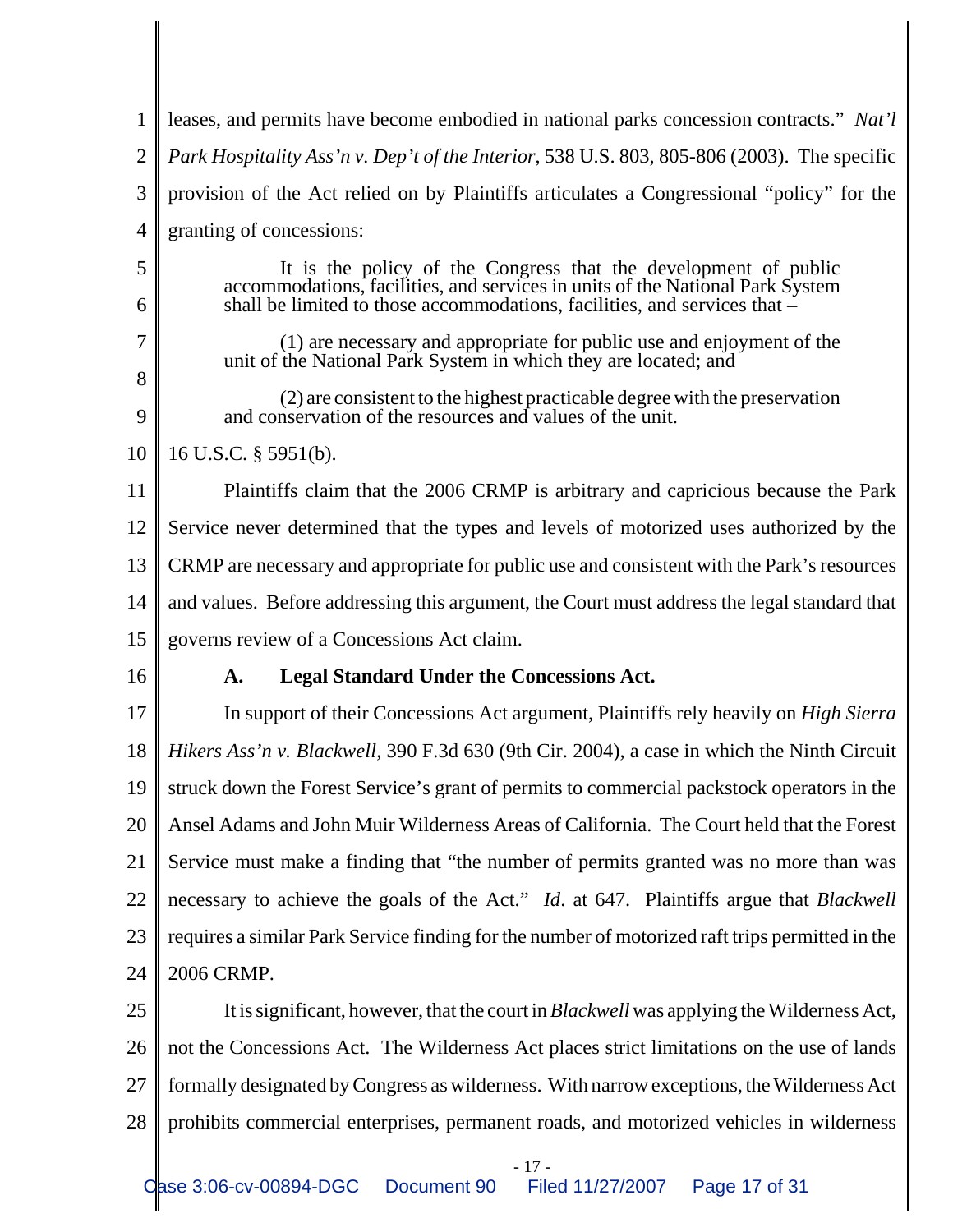leases, and permits have become embodied in national parks concession contracts." *Nat'l Park Hospitality Ass'n v. Dep't of the Interior*, 538 U.S. 803, 805-806 (2003). The specific provision of the Act relied on by Plaintiffs articulates a Congressional "policy" for the granting of concessions:

> It is the policy of the Congress that the development of public accommodations, facilities, and services in units of the National Park System shall be limited to those accommodations, facilities, and services that –
>
> (1) are necessary and appropriate for public use and enjoyment of the unit of the National Park System in which they are located; and
>
> (2) are consistent to the highest practicable degree with the preservation and conservation of the resources and values of the unit.

16 U.S.C. § 5951(b).

Plaintiffs claim that the 2006 CRMP is arbitrary and capricious because the Park Service never determined that the types and levels of motorized uses authorized by the CRMP are necessary and appropriate for public use and consistent with the Park's resources and values. Before addressing this argument, the Court must address the legal standard that governs review of a Concessions Act claim.

**A. Legal Standard Under the Concessions Act.**

In support of their Concessions Act argument, Plaintiffs rely heavily on *High Sierra Hikers Ass'n v. Blackwell*, 390 F.3d 630 (9th Cir. 2004), a case in which the Ninth Circuit struck down the Forest Service's grant of permits to commercial packstock operators in the Ansel Adams and John Muir Wilderness Areas of California. The Court held that the Forest Service must make a finding that "the number of permits granted was no more than was necessary to achieve the goals of the Act." *Id*. at 647. Plaintiffs argue that *Blackwell* requires a similar Park Service finding for the number of motorized raft trips permitted in the 2006 CRMP.

It is significant, however, that the court in *Blackwell* was applying the Wilderness Act, not the Concessions Act. The Wilderness Act places strict limitations on the use of lands formally designated by Congress as wilderness. With narrow exceptions, the Wilderness Act prohibits commercial enterprises, permanent roads, and motorized vehicles in wilderness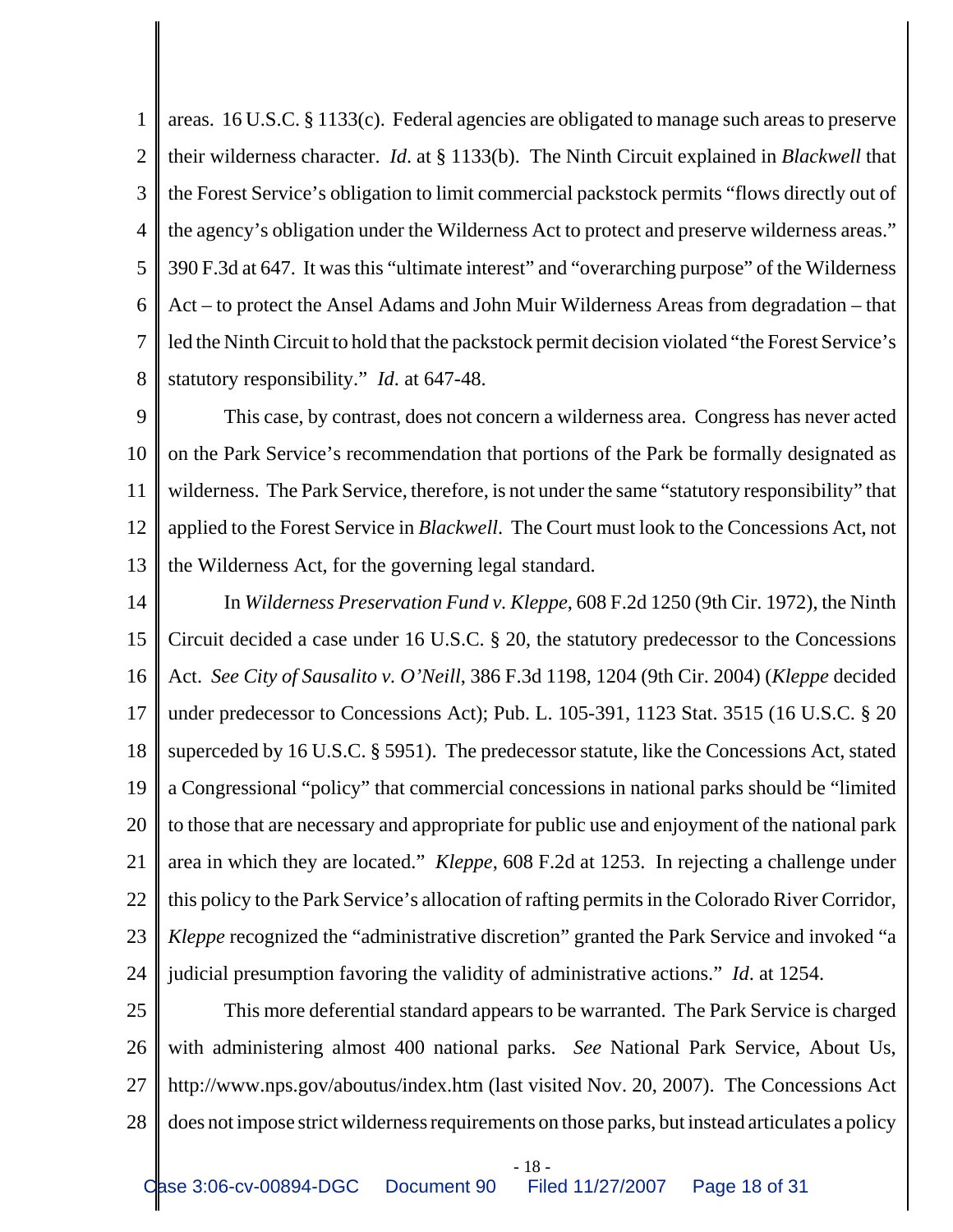areas. 16 U.S.C. § 1133(c). Federal agencies are obligated to manage such areas to preserve their wilderness character. *Id.* at § 1133(b). The Ninth Circuit explained in *Blackwell* that the Forest Service's obligation to limit commercial packstock permits "flows directly out of the agency's obligation under the Wilderness Act to protect and preserve wilderness areas." 390 F.3d at 647. It was this "ultimate interest" and "overarching purpose" of the Wilderness Act – to protect the Ansel Adams and John Muir Wilderness Areas from degradation – that led the Ninth Circuit to hold that the packstock permit decision violated "the Forest Service's statutory responsibility." *Id.* at 647-48.

This case, by contrast, does not concern a wilderness area. Congress has never acted on the Park Service's recommendation that portions of the Park be formally designated as wilderness. The Park Service, therefore, is not under the same "statutory responsibility" that applied to the Forest Service in *Blackwell*. The Court must look to the Concessions Act, not the Wilderness Act, for the governing legal standard.

In *Wilderness Preservation Fund v. Kleppe*, 608 F.2d 1250 (9th Cir. 1972), the Ninth Circuit decided a case under 16 U.S.C. § 20, the statutory predecessor to the Concessions Act. *See City of Sausalito v. O'Neill*, 386 F.3d 1198, 1204 (9th Cir. 2004) (*Kleppe* decided under predecessor to Concessions Act); Pub. L. 105-391, 1123 Stat. 3515 (16 U.S.C. § 20 superceded by 16 U.S.C. § 5951). The predecessor statute, like the Concessions Act, stated a Congressional "policy" that commercial concessions in national parks should be "limited to those that are necessary and appropriate for public use and enjoyment of the national park area in which they are located." *Kleppe*, 608 F.2d at 1253. In rejecting a challenge under this policy to the Park Service's allocation of rafting permits in the Colorado River Corridor, *Kleppe* recognized the "administrative discretion" granted the Park Service and invoked "a judicial presumption favoring the validity of administrative actions." *Id.* at 1254.

This more deferential standard appears to be warranted. The Park Service is charged with administering almost 400 national parks. *See* National Park Service, About Us, http://www.nps.gov/aboutus/index.htm (last visited Nov. 20, 2007). The Concessions Act does not impose strict wilderness requirements on those parks, but instead articulates a policy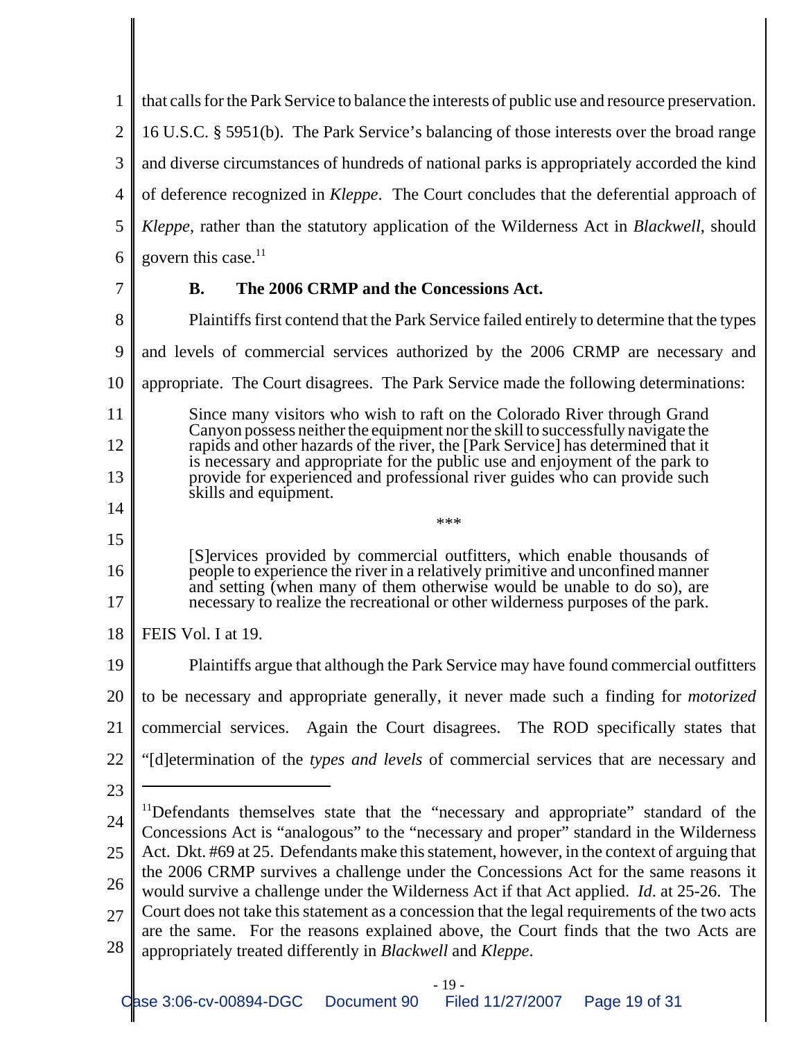that calls for the Park Service to balance the interests of public use and resource preservation. 16 U.S.C. § 5951(b). The Park Service's balancing of those interests over the broad range and diverse circumstances of hundreds of national parks is appropriately accorded the kind of deference recognized in *Kleppe*. The Court concludes that the deferential approach of *Kleppe*, rather than the statutory application of the Wilderness Act in *Blackwell*, should govern this case.[11]

### B. The 2006 CRMP and the Concessions Act.

Plaintiffs first contend that the Park Service failed entirely to determine that the types and levels of commercial services authorized by the 2006 CRMP are necessary and appropriate. The Court disagrees. The Park Service made the following determinations:

> Since many visitors who wish to raft on the Colorado River through Grand Canyon possess neither the equipment nor the skill to successfully navigate the rapids and other hazards of the river, the [Park Service] has determined that it is necessary and appropriate for the public use and enjoyment of the park to provide for experienced and professional river guides who can provide such skills and equipment.
>
> \*\*\*
>
> [S]ervices provided by commercial outfitters, which enable thousands of people to experience the river in a relatively primitive and unconfined manner and setting (when many of them otherwise would be unable to do so), are necessary to realize the recreational or other wilderness purposes of the park.

FEIS Vol. I at 19.

Plaintiffs argue that although the Park Service may have found commercial outfitters to be necessary and appropriate generally, it never made such a finding for *motorized* commercial services. Again the Court disagrees. The ROD specifically states that "[d]etermination of the *types and levels* of commercial services that are necessary and

---

[11] Defendants themselves state that the "necessary and appropriate" standard of the Concessions Act is "analogous" to the "necessary and proper" standard in the Wilderness Act. Dkt. #69 at 25. Defendants make this statement, however, in the context of arguing that the 2006 CRMP survives a challenge under the Concessions Act for the same reasons it would survive a challenge under the Wilderness Act if that Act applied. *Id*. at 25-26. The Court does not take this statement as a concession that the legal requirements of the two acts are the same. For the reasons explained above, the Court finds that the two Acts are appropriately treated differently in *Blackwell* and *Kleppe*.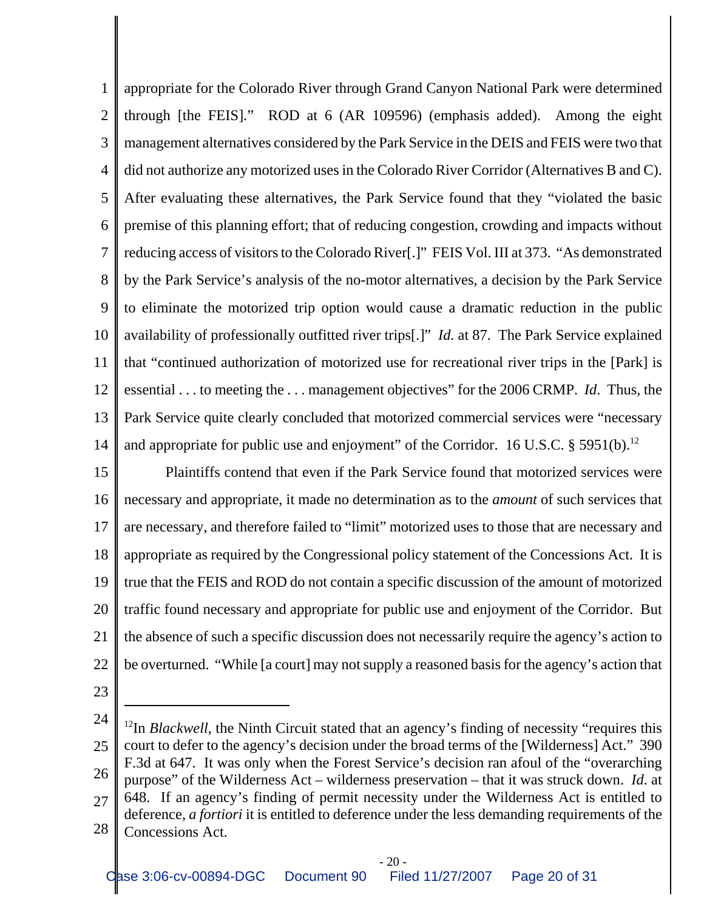appropriate for the Colorado River through Grand Canyon National Park were determined through [the FEIS]." ROD at 6 (AR 109596) (emphasis added). Among the eight management alternatives considered by the Park Service in the DEIS and FEIS were two that did not authorize any motorized uses in the Colorado River Corridor (Alternatives B and C). After evaluating these alternatives, the Park Service found that they "violated the basic premise of this planning effort; that of reducing congestion, crowding and impacts without reducing access of visitors to the Colorado River[.]" FEIS Vol. III at 373. "As demonstrated by the Park Service's analysis of the no-motor alternatives, a decision by the Park Service to eliminate the motorized trip option would cause a dramatic reduction in the public availability of professionally outfitted river trips[.]" *Id.* at 87. The Park Service explained that "continued authorization of motorized use for recreational river trips in the [Park] is essential . . . to meeting the . . . management objectives" for the 2006 CRMP. *Id*. Thus, the Park Service quite clearly concluded that motorized commercial services were "necessary and appropriate for public use and enjoyment" of the Corridor. 16 U.S.C. § 5951(b).[12]

Plaintiffs contend that even if the Park Service found that motorized services were necessary and appropriate, it made no determination as to the *amount* of such services that are necessary, and therefore failed to "limit" motorized uses to those that are necessary and appropriate as required by the Congressional policy statement of the Concessions Act. It is true that the FEIS and ROD do not contain a specific discussion of the amount of motorized traffic found necessary and appropriate for public use and enjoyment of the Corridor. But the absence of such a specific discussion does not necessarily require the agency's action to be overturned. "While [a court] may not supply a reasoned basis for the agency's action that

---

[12]In *Blackwell*, the Ninth Circuit stated that an agency's finding of necessity "requires this court to defer to the agency's decision under the broad terms of the [Wilderness] Act." 390 F.3d at 647. It was only when the Forest Service's decision ran afoul of the "overarching purpose" of the Wilderness Act – wilderness preservation – that it was struck down. *Id*. at 648. If an agency's finding of permit necessity under the Wilderness Act is entitled to deference, *a fortiori* it is entitled to deference under the less demanding requirements of the Concessions Act.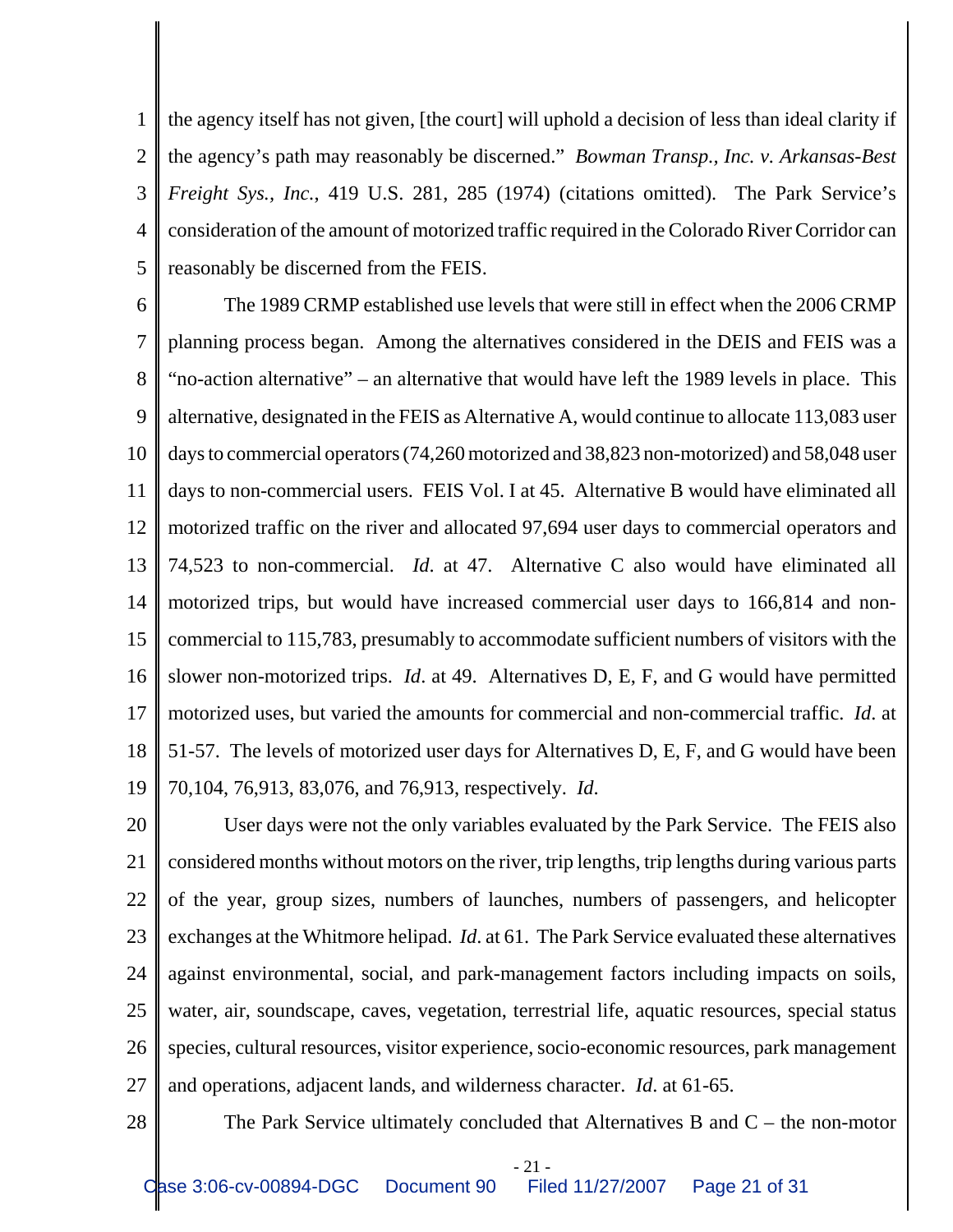the agency itself has not given, [the court] will uphold a decision of less than ideal clarity if the agency's path may reasonably be discerned." *Bowman Transp., Inc. v. Arkansas-Best Freight Sys., Inc.*, 419 U.S. 281, 285 (1974) (citations omitted). The Park Service's consideration of the amount of motorized traffic required in the Colorado River Corridor can reasonably be discerned from the FEIS.

The 1989 CRMP established use levels that were still in effect when the 2006 CRMP planning process began. Among the alternatives considered in the DEIS and FEIS was a "no-action alternative" – an alternative that would have left the 1989 levels in place. This alternative, designated in the FEIS as Alternative A, would continue to allocate 113,083 user days to commercial operators (74,260 motorized and 38,823 non-motorized) and 58,048 user days to non-commercial users. FEIS Vol. I at 45. Alternative B would have eliminated all motorized traffic on the river and allocated 97,694 user days to commercial operators and 74,523 to non-commercial. *Id*. at 47. Alternative C also would have eliminated all motorized trips, but would have increased commercial user days to 166,814 and non-commercial to 115,783, presumably to accommodate sufficient numbers of visitors with the slower non-motorized trips. *Id*. at 49. Alternatives D, E, F, and G would have permitted motorized uses, but varied the amounts for commercial and non-commercial traffic. *Id*. at 51-57. The levels of motorized user days for Alternatives D, E, F, and G would have been 70,104, 76,913, 83,076, and 76,913, respectively. *Id*.

User days were not the only variables evaluated by the Park Service. The FEIS also considered months without motors on the river, trip lengths, trip lengths during various parts of the year, group sizes, numbers of launches, numbers of passengers, and helicopter exchanges at the Whitmore helipad. *Id*. at 61. The Park Service evaluated these alternatives against environmental, social, and park-management factors including impacts on soils, water, air, soundscape, caves, vegetation, terrestrial life, aquatic resources, special status species, cultural resources, visitor experience, socio-economic resources, park management and operations, adjacent lands, and wilderness character. *Id*. at 61-65.

The Park Service ultimately concluded that Alternatives B and C – the non-motor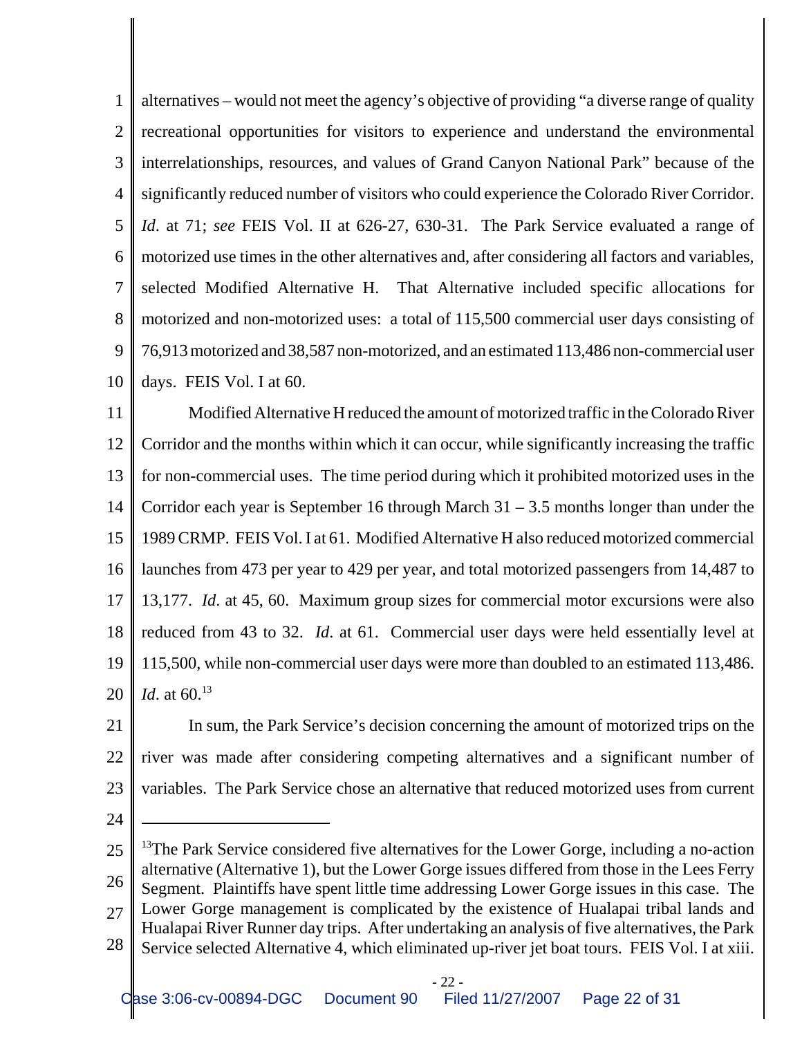alternatives – would not meet the agency's objective of providing "a diverse range of quality recreational opportunities for visitors to experience and understand the environmental interrelationships, resources, and values of Grand Canyon National Park" because of the significantly reduced number of visitors who could experience the Colorado River Corridor. *Id*. at 71; *see* FEIS Vol. II at 626-27, 630-31. The Park Service evaluated a range of motorized use times in the other alternatives and, after considering all factors and variables, selected Modified Alternative H. That Alternative included specific allocations for motorized and non-motorized uses: a total of 115,500 commercial user days consisting of 76,913 motorized and 38,587 non-motorized, and an estimated 113,486 non-commercial user days. FEIS Vol. I at 60.

Modified Alternative H reduced the amount of motorized traffic in the Colorado River Corridor and the months within which it can occur, while significantly increasing the traffic for non-commercial uses. The time period during which it prohibited motorized uses in the Corridor each year is September 16 through March 31 – 3.5 months longer than under the 1989 CRMP. FEIS Vol. I at 61. Modified Alternative H also reduced motorized commercial launches from 473 per year to 429 per year, and total motorized passengers from 14,487 to 13,177. *Id*. at 45, 60. Maximum group sizes for commercial motor excursions were also reduced from 43 to 32. *Id*. at 61. Commercial user days were held essentially level at 115,500, while non-commercial user days were more than doubled to an estimated 113,486. *Id*. at 60.[13]

In sum, the Park Service's decision concerning the amount of motorized trips on the river was made after considering competing alternatives and a significant number of variables. The Park Service chose an alternative that reduced motorized uses from current

---

[13]The Park Service considered five alternatives for the Lower Gorge, including a no-action alternative (Alternative 1), but the Lower Gorge issues differed from those in the Lees Ferry Segment. Plaintiffs have spent little time addressing Lower Gorge issues in this case. The Lower Gorge management is complicated by the existence of Hualapai tribal lands and Hualapai River Runner day trips. After undertaking an analysis of five alternatives, the Park Service selected Alternative 4, which eliminated up-river jet boat tours. FEIS Vol. I at xiii.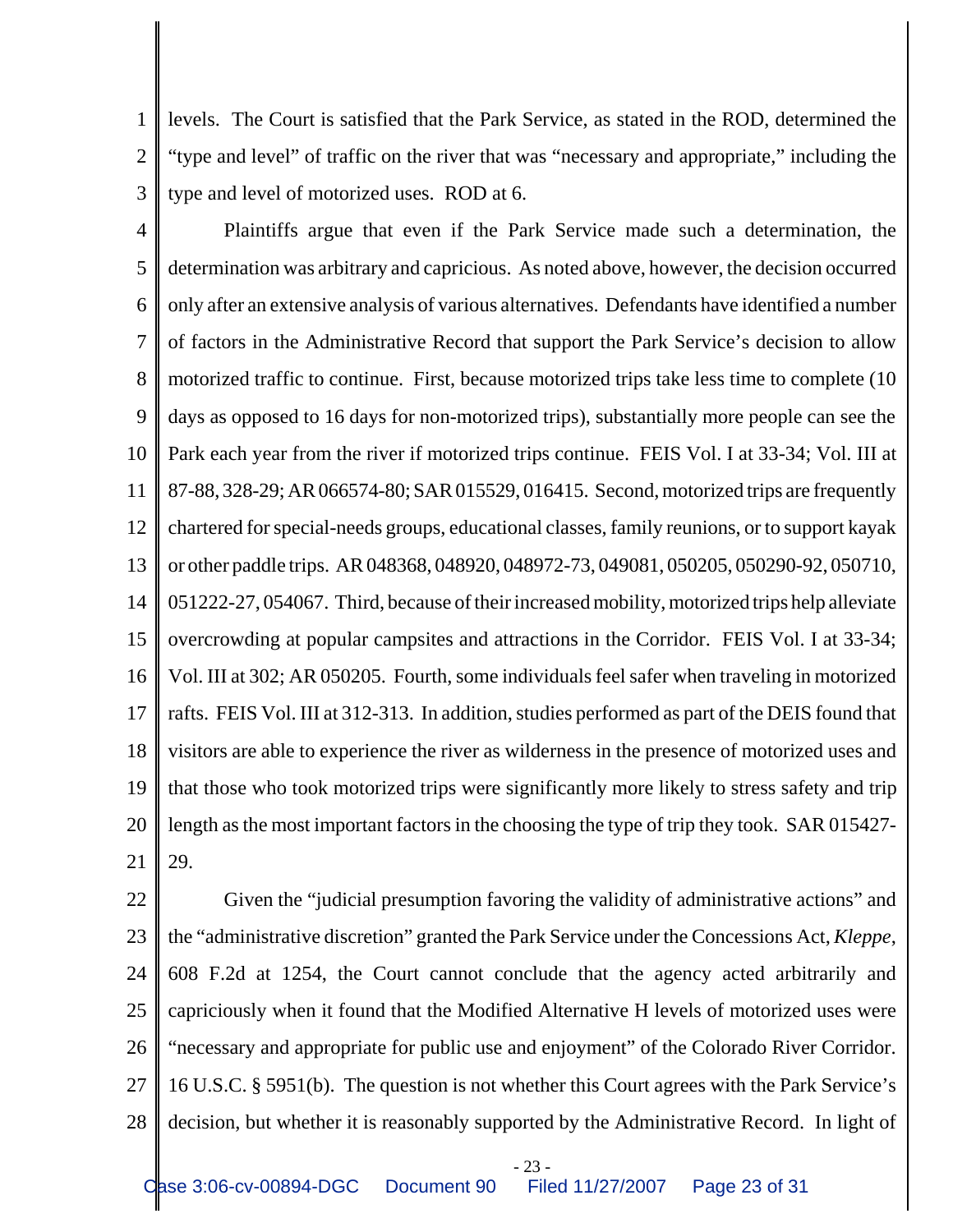levels. The Court is satisfied that the Park Service, as stated in the ROD, determined the "type and level" of traffic on the river that was "necessary and appropriate," including the type and level of motorized uses. ROD at 6.

Plaintiffs argue that even if the Park Service made such a determination, the determination was arbitrary and capricious. As noted above, however, the decision occurred only after an extensive analysis of various alternatives. Defendants have identified a number of factors in the Administrative Record that support the Park Service's decision to allow motorized traffic to continue. First, because motorized trips take less time to complete (10 days as opposed to 16 days for non-motorized trips), substantially more people can see the Park each year from the river if motorized trips continue. FEIS Vol. I at 33-34; Vol. III at 87-88, 328-29; AR 066574-80; SAR 015529, 016415. Second, motorized trips are frequently chartered for special-needs groups, educational classes, family reunions, or to support kayak or other paddle trips. AR 048368, 048920, 048972-73, 049081, 050205, 050290-92, 050710, 051222-27, 054067. Third, because of their increased mobility, motorized trips help alleviate overcrowding at popular campsites and attractions in the Corridor. FEIS Vol. I at 33-34; Vol. III at 302; AR 050205. Fourth, some individuals feel safer when traveling in motorized rafts. FEIS Vol. III at 312-313. In addition, studies performed as part of the DEIS found that visitors are able to experience the river as wilderness in the presence of motorized uses and that those who took motorized trips were significantly more likely to stress safety and trip length as the most important factors in the choosing the type of trip they took. SAR 015427-29.

Given the "judicial presumption favoring the validity of administrative actions" and the "administrative discretion" granted the Park Service under the Concessions Act, *Kleppe*, 608 F.2d at 1254, the Court cannot conclude that the agency acted arbitrarily and capriciously when it found that the Modified Alternative H levels of motorized uses were "necessary and appropriate for public use and enjoyment" of the Colorado River Corridor. 16 U.S.C. § 5951(b). The question is not whether this Court agrees with the Park Service's decision, but whether it is reasonably supported by the Administrative Record. In light of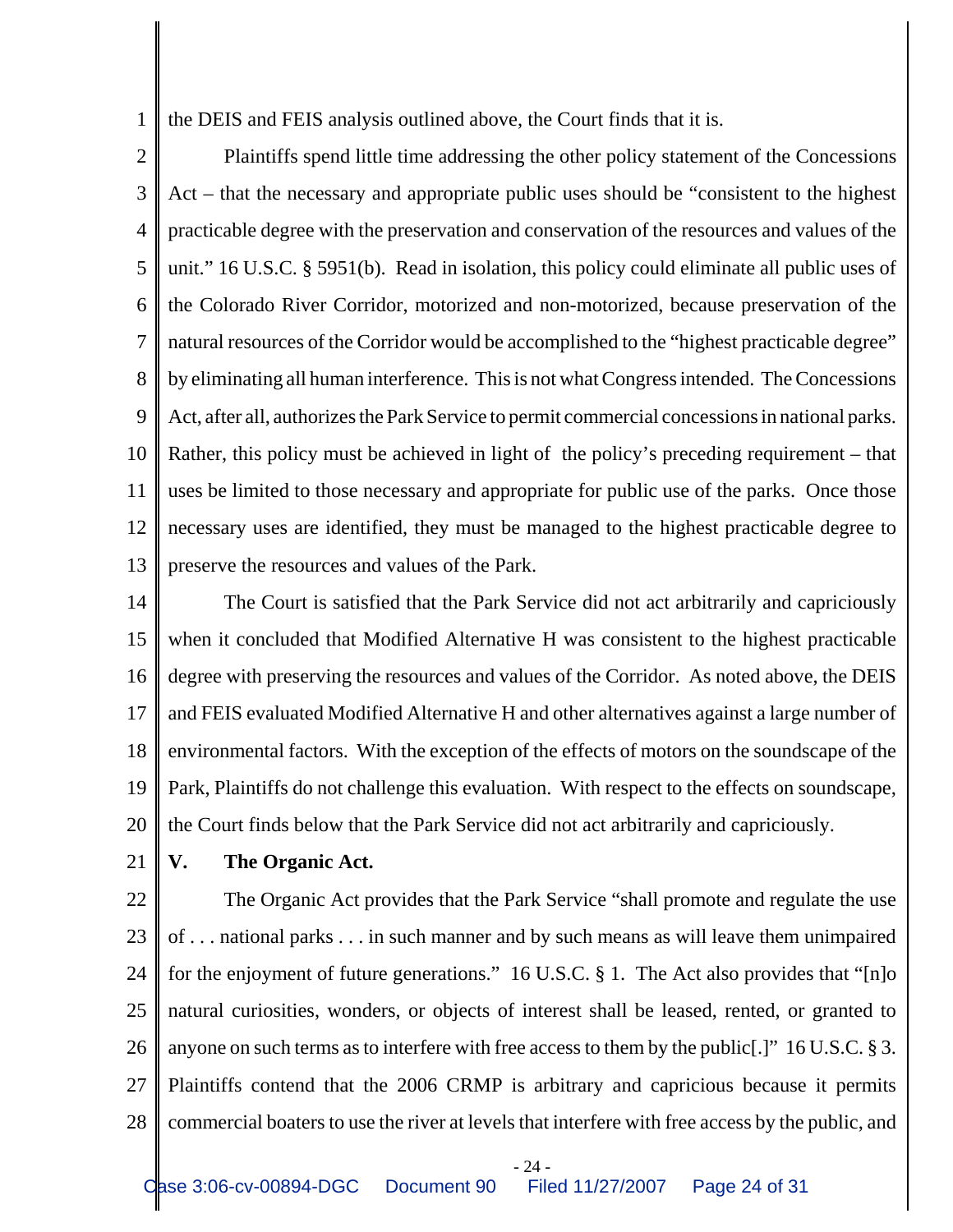the DEIS and FEIS analysis outlined above, the Court finds that it is.

Plaintiffs spend little time addressing the other policy statement of the Concessions Act – that the necessary and appropriate public uses should be "consistent to the highest practicable degree with the preservation and conservation of the resources and values of the unit." 16 U.S.C. § 5951(b). Read in isolation, this policy could eliminate all public uses of the Colorado River Corridor, motorized and non-motorized, because preservation of the natural resources of the Corridor would be accomplished to the "highest practicable degree" by eliminating all human interference. This is not what Congress intended. The Concessions Act, after all, authorizes the Park Service to permit commercial concessions in national parks. Rather, this policy must be achieved in light of the policy's preceding requirement – that uses be limited to those necessary and appropriate for public use of the parks. Once those necessary uses are identified, they must be managed to the highest practicable degree to preserve the resources and values of the Park.

The Court is satisfied that the Park Service did not act arbitrarily and capriciously when it concluded that Modified Alternative H was consistent to the highest practicable degree with preserving the resources and values of the Corridor. As noted above, the DEIS and FEIS evaluated Modified Alternative H and other alternatives against a large number of environmental factors. With the exception of the effects of motors on the soundscape of the Park, Plaintiffs do not challenge this evaluation. With respect to the effects on soundscape, the Court finds below that the Park Service did not act arbitrarily and capriciously.

## V. The Organic Act.

The Organic Act provides that the Park Service "shall promote and regulate the use of . . . national parks . . . in such manner and by such means as will leave them unimpaired for the enjoyment of future generations." 16 U.S.C. § 1. The Act also provides that "[n]o natural curiosities, wonders, or objects of interest shall be leased, rented, or granted to anyone on such terms as to interfere with free access to them by the public[.]" 16 U.S.C. § 3. Plaintiffs contend that the 2006 CRMP is arbitrary and capricious because it permits commercial boaters to use the river at levels that interfere with free access by the public, and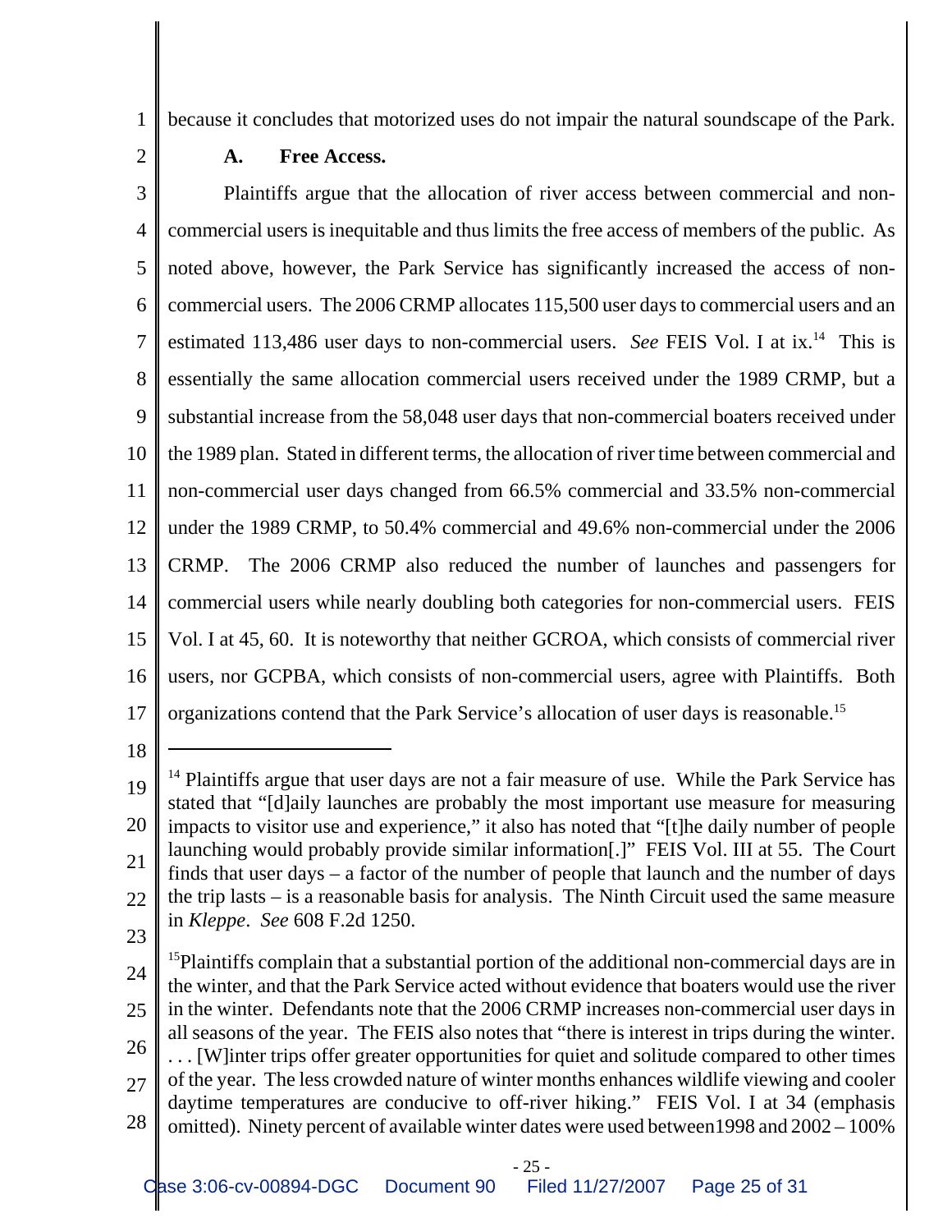because it concludes that motorized uses do not impair the natural soundscape of the Park.

### A. Free Access.

Plaintiffs argue that the allocation of river access between commercial and non-commercial users is inequitable and thus limits the free access of members of the public. As noted above, however, the Park Service has significantly increased the access of non-commercial users. The 2006 CRMP allocates 115,500 user days to commercial users and an estimated 113,486 user days to non-commercial users. *See* FEIS Vol. I at ix.[14] This is essentially the same allocation commercial users received under the 1989 CRMP, but a substantial increase from the 58,048 user days that non-commercial boaters received under the 1989 plan. Stated in different terms, the allocation of river time between commercial and non-commercial user days changed from 66.5% commercial and 33.5% non-commercial under the 1989 CRMP, to 50.4% commercial and 49.6% non-commercial under the 2006 CRMP. The 2006 CRMP also reduced the number of launches and passengers for commercial users while nearly doubling both categories for non-commercial users. FEIS Vol. I at 45, 60. It is noteworthy that neither GCROA, which consists of commercial river users, nor GCPBA, which consists of non-commercial users, agree with Plaintiffs. Both organizations contend that the Park Service's allocation of user days is reasonable.[15]

---

[14] Plaintiffs argue that user days are not a fair measure of use. While the Park Service has stated that "[d]aily launches are probably the most important use measure for measuring impacts to visitor use and experience," it also has noted that "[t]he daily number of people launching would probably provide similar information[.]" FEIS Vol. III at 55. The Court finds that user days – a factor of the number of people that launch and the number of days the trip lasts – is a reasonable basis for analysis. The Ninth Circuit used the same measure in *Kleppe*. *See* 608 F.2d 1250.

[15] Plaintiffs complain that a substantial portion of the additional non-commercial days are in the winter, and that the Park Service acted without evidence that boaters would use the river in the winter. Defendants note that the 2006 CRMP increases non-commercial user days in all seasons of the year. The FEIS also notes that "there is interest in trips during the winter. . . . [W]inter trips offer greater opportunities for quiet and solitude compared to other times of the year. The less crowded nature of winter months enhances wildlife viewing and cooler daytime temperatures are conducive to off-river hiking." FEIS Vol. I at 34 (emphasis omitted). Ninety percent of available winter dates were used between1998 and 2002 – 100%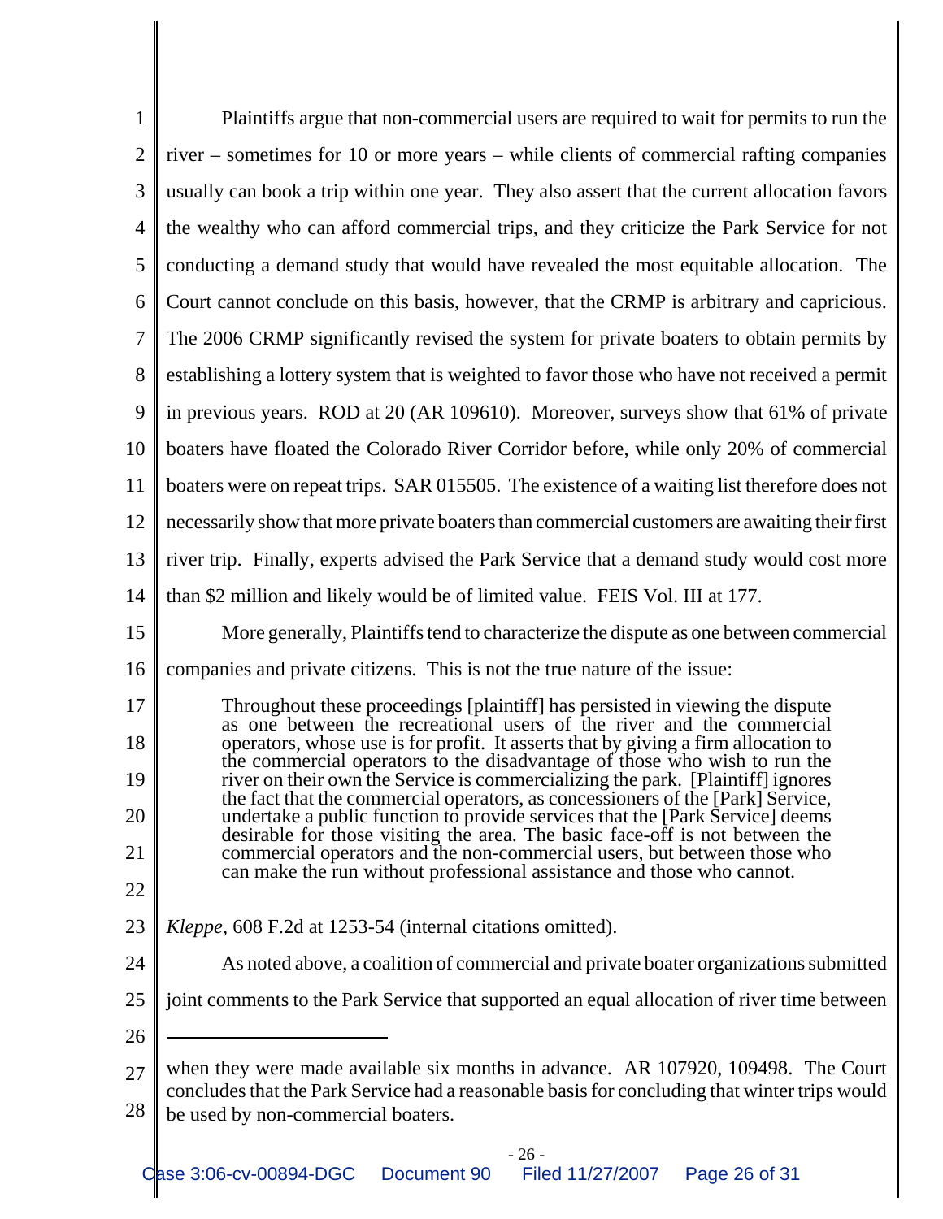Plaintiffs argue that non-commercial users are required to wait for permits to run the river – sometimes for 10 or more years – while clients of commercial rafting companies usually can book a trip within one year. They also assert that the current allocation favors the wealthy who can afford commercial trips, and they criticize the Park Service for not conducting a demand study that would have revealed the most equitable allocation. The Court cannot conclude on this basis, however, that the CRMP is arbitrary and capricious. The 2006 CRMP significantly revised the system for private boaters to obtain permits by establishing a lottery system that is weighted to favor those who have not received a permit in previous years. ROD at 20 (AR 109610). Moreover, surveys show that 61% of private boaters have floated the Colorado River Corridor before, while only 20% of commercial boaters were on repeat trips. SAR 015505. The existence of a waiting list therefore does not necessarily show that more private boaters than commercial customers are awaiting their first river trip. Finally, experts advised the Park Service that a demand study would cost more than $2 million and likely would be of limited value. FEIS Vol. III at 177.

More generally, Plaintiffs tend to characterize the dispute as one between commercial companies and private citizens. This is not the true nature of the issue:

> Throughout these proceedings [plaintiff] has persisted in viewing the dispute as one between the recreational users of the river and the commercial operators, whose use is for profit. It asserts that by giving a firm allocation to the commercial operators to the disadvantage of those who wish to run the river on their own the Service is commercializing the park. [Plaintiff] ignores the fact that the commercial operators, as concessioners of the [Park] Service, undertake a public function to provide services that the [Park Service] deems desirable for those visiting the area. The basic face-off is not between the commercial operators and the non-commercial users, but between those who can make the run without professional assistance and those who cannot.

*Kleppe*, 608 F.2d at 1253-54 (internal citations omitted).

As noted above, a coalition of commercial and private boater organizations submitted joint comments to the Park Service that supported an equal allocation of river time between

---

when they were made available six months in advance. AR 107920, 109498. The Court concludes that the Park Service had a reasonable basis for concluding that winter trips would be used by non-commercial boaters.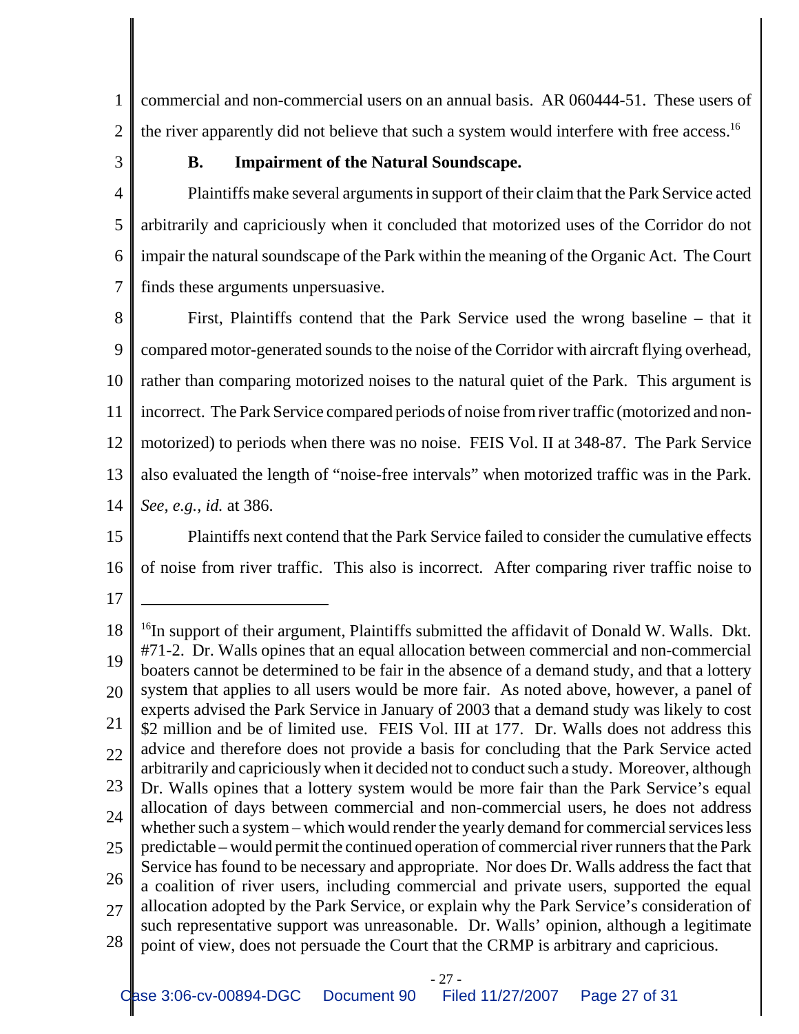commercial and non-commercial users on an annual basis. AR 060444-51. These users of the river apparently did not believe that such a system would interfere with free access.[16]

### B. Impairment of the Natural Soundscape.

Plaintiffs make several arguments in support of their claim that the Park Service acted arbitrarily and capriciously when it concluded that motorized uses of the Corridor do not impair the natural soundscape of the Park within the meaning of the Organic Act. The Court finds these arguments unpersuasive.

First, Plaintiffs contend that the Park Service used the wrong baseline – that it compared motor-generated sounds to the noise of the Corridor with aircraft flying overhead, rather than comparing motorized noises to the natural quiet of the Park. This argument is incorrect. The Park Service compared periods of noise from river traffic (motorized and non-motorized) to periods when there was no noise. FEIS Vol. II at 348-87. The Park Service also evaluated the length of "noise-free intervals" when motorized traffic was in the Park. *See, e.g., id.* at 386.

Plaintiffs next contend that the Park Service failed to consider the cumulative effects of noise from river traffic. This also is incorrect. After comparing river traffic noise to

---

[16] In support of their argument, Plaintiffs submitted the affidavit of Donald W. Walls. Dkt. #71-2. Dr. Walls opines that an equal allocation between commercial and non-commercial boaters cannot be determined to be fair in the absence of a demand study, and that a lottery system that applies to all users would be more fair. As noted above, however, a panel of experts advised the Park Service in January of 2003 that a demand study was likely to cost $2 million and be of limited use. FEIS Vol. III at 177. Dr. Walls does not address this advice and therefore does not provide a basis for concluding that the Park Service acted arbitrarily and capriciously when it decided not to conduct such a study. Moreover, although Dr. Walls opines that a lottery system would be more fair than the Park Service's equal allocation of days between commercial and non-commercial users, he does not address whether such a system – which would render the yearly demand for commercial services less predictable – would permit the continued operation of commercial river runners that the Park Service has found to be necessary and appropriate. Nor does Dr. Walls address the fact that a coalition of river users, including commercial and private users, supported the equal allocation adopted by the Park Service, or explain why the Park Service's consideration of such representative support was unreasonable. Dr. Walls' opinion, although a legitimate point of view, does not persuade the Court that the CRMP is arbitrary and capricious.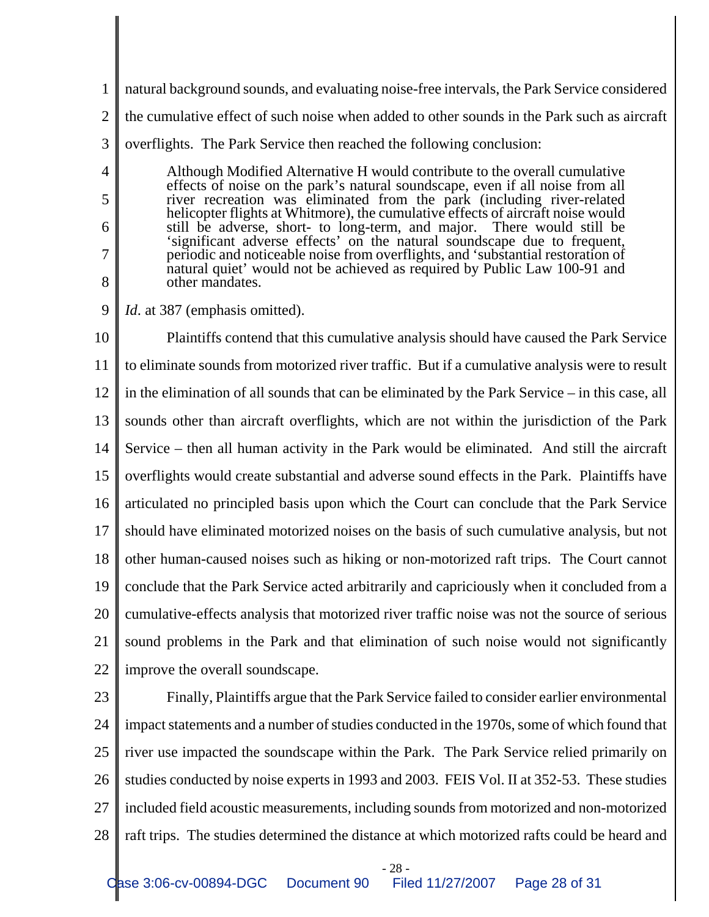natural background sounds, and evaluating noise-free intervals, the Park Service considered the cumulative effect of such noise when added to other sounds in the Park such as aircraft overflights. The Park Service then reached the following conclusion:

> Although Modified Alternative H would contribute to the overall cumulative effects of noise on the park's natural soundscape, even if all noise from all river recreation was eliminated from the park (including river-related helicopter flights at Whitmore), the cumulative effects of aircraft noise would still be adverse, short- to long-term, and major. There would still be 'significant adverse effects' on the natural soundscape due to frequent, periodic and noticeable noise from overflights, and 'substantial restoration of natural quiet' would not be achieved as required by Public Law 100-91 and other mandates.

*Id.* at 387 (emphasis omitted).

Plaintiffs contend that this cumulative analysis should have caused the Park Service to eliminate sounds from motorized river traffic. But if a cumulative analysis were to result in the elimination of all sounds that can be eliminated by the Park Service – in this case, all sounds other than aircraft overflights, which are not within the jurisdiction of the Park Service – then all human activity in the Park would be eliminated. And still the aircraft overflights would create substantial and adverse sound effects in the Park. Plaintiffs have articulated no principled basis upon which the Court can conclude that the Park Service should have eliminated motorized noises on the basis of such cumulative analysis, but not other human-caused noises such as hiking or non-motorized raft trips. The Court cannot conclude that the Park Service acted arbitrarily and capriciously when it concluded from a cumulative-effects analysis that motorized river traffic noise was not the source of serious sound problems in the Park and that elimination of such noise would not significantly improve the overall soundscape.

Finally, Plaintiffs argue that the Park Service failed to consider earlier environmental impact statements and a number of studies conducted in the 1970s, some of which found that river use impacted the soundscape within the Park. The Park Service relied primarily on studies conducted by noise experts in 1993 and 2003. FEIS Vol. II at 352-53. These studies included field acoustic measurements, including sounds from motorized and non-motorized raft trips. The studies determined the distance at which motorized rafts could be heard and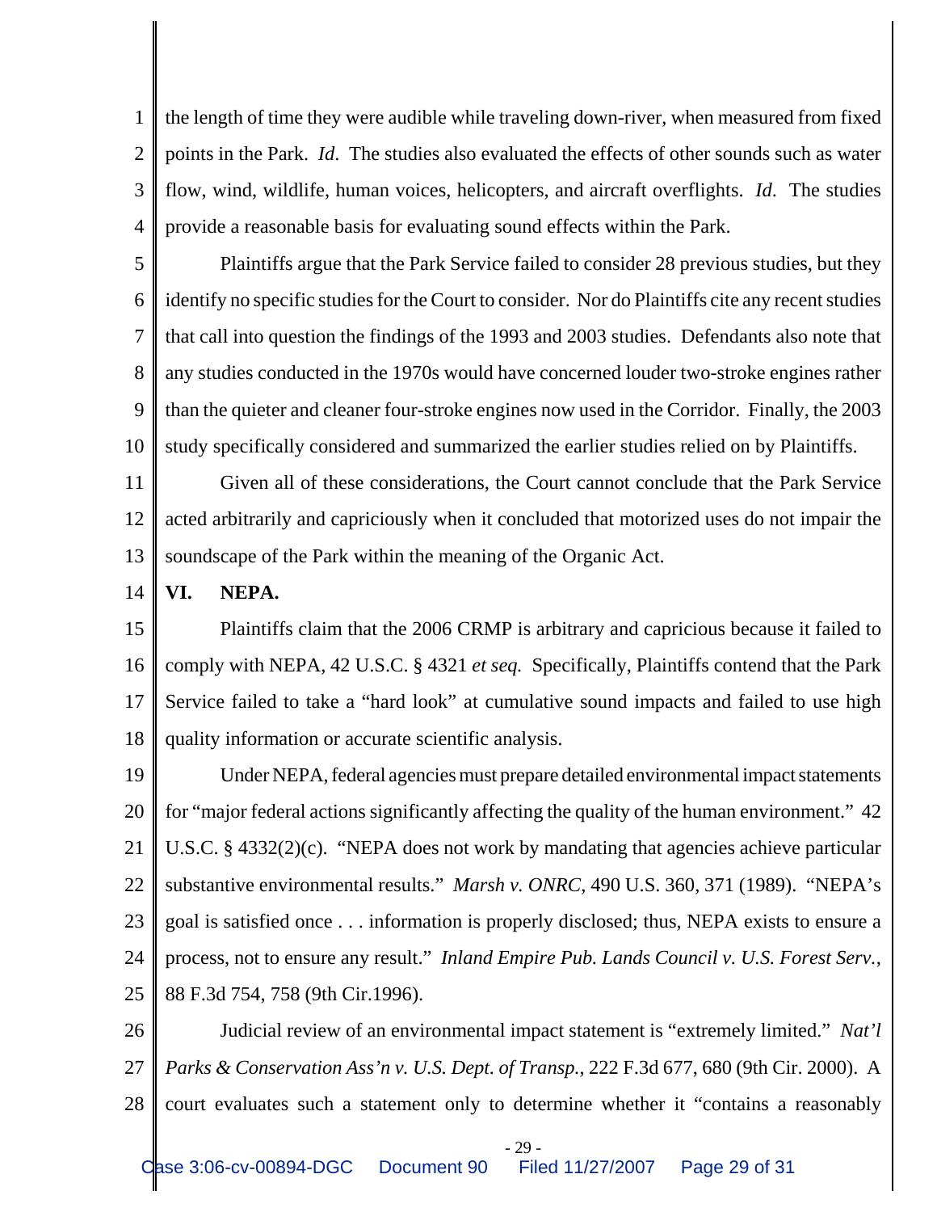the length of time they were audible while traveling down-river, when measured from fixed points in the Park. *Id*. The studies also evaluated the effects of other sounds such as water flow, wind, wildlife, human voices, helicopters, and aircraft overflights. *Id*. The studies provide a reasonable basis for evaluating sound effects within the Park.

Plaintiffs argue that the Park Service failed to consider 28 previous studies, but they identify no specific studies for the Court to consider. Nor do Plaintiffs cite any recent studies that call into question the findings of the 1993 and 2003 studies. Defendants also note that any studies conducted in the 1970s would have concerned louder two-stroke engines rather than the quieter and cleaner four-stroke engines now used in the Corridor. Finally, the 2003 study specifically considered and summarized the earlier studies relied on by Plaintiffs.

Given all of these considerations, the Court cannot conclude that the Park Service acted arbitrarily and capriciously when it concluded that motorized uses do not impair the soundscape of the Park within the meaning of the Organic Act.

## VI. NEPA.

Plaintiffs claim that the 2006 CRMP is arbitrary and capricious because it failed to comply with NEPA, 42 U.S.C. § 4321 *et seq.* Specifically, Plaintiffs contend that the Park Service failed to take a "hard look" at cumulative sound impacts and failed to use high quality information or accurate scientific analysis.

Under NEPA, federal agencies must prepare detailed environmental impact statements for "major federal actions significantly affecting the quality of the human environment." 42 U.S.C. § 4332(2)(c). "NEPA does not work by mandating that agencies achieve particular substantive environmental results." *Marsh v. ONRC*, 490 U.S. 360, 371 (1989). "NEPA's goal is satisfied once . . . information is properly disclosed; thus, NEPA exists to ensure a process, not to ensure any result." *Inland Empire Pub. Lands Council v. U.S. Forest Serv.*, 88 F.3d 754, 758 (9th Cir.1996).

Judicial review of an environmental impact statement is "extremely limited." *Nat'l Parks & Conservation Ass'n v. U.S. Dept. of Transp.*, 222 F.3d 677, 680 (9th Cir. 2000). A court evaluates such a statement only to determine whether it "contains a reasonably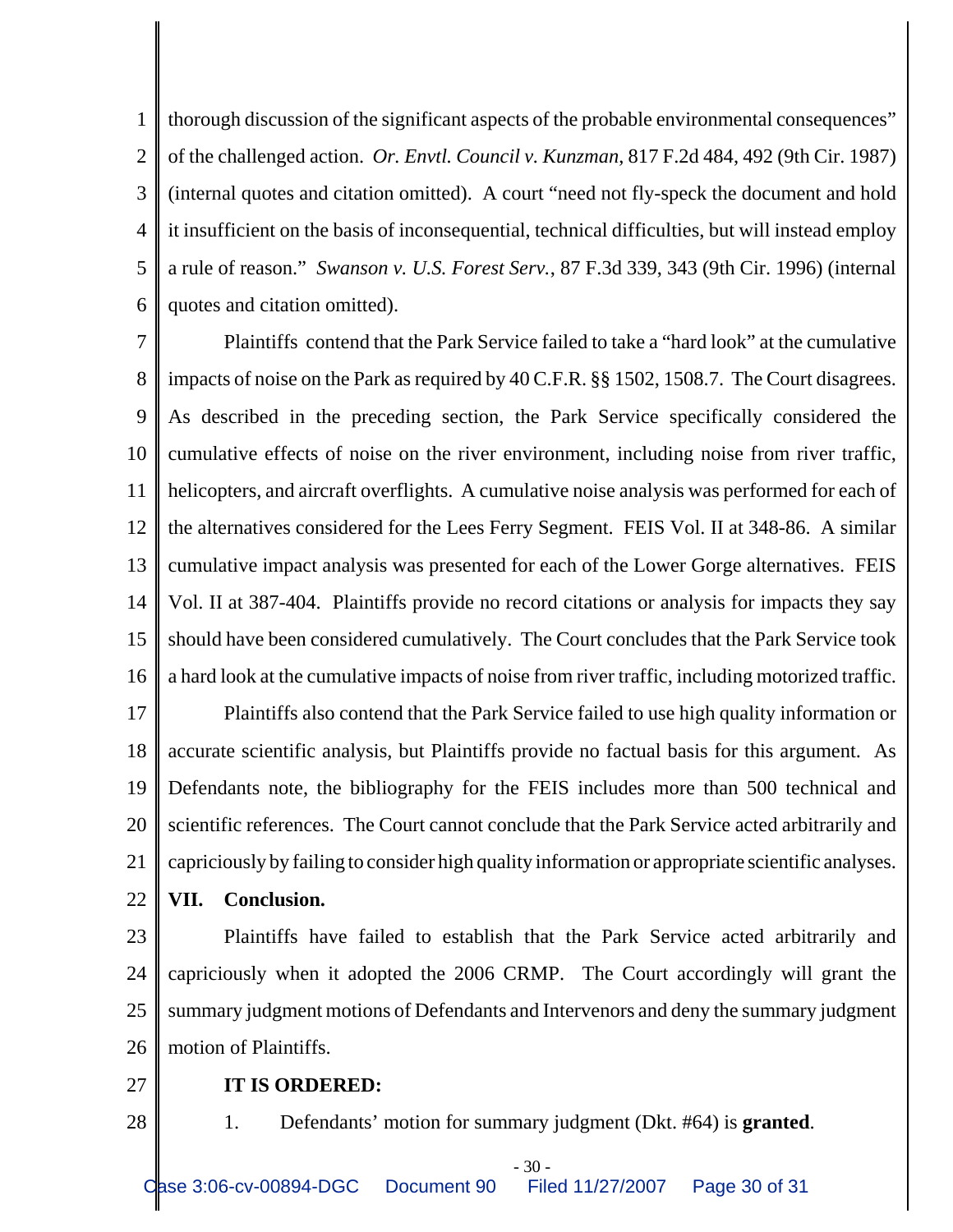thorough discussion of the significant aspects of the probable environmental consequences" of the challenged action. *Or. Envtl. Council v. Kunzman*, 817 F.2d 484, 492 (9th Cir. 1987) (internal quotes and citation omitted). A court "need not fly-speck the document and hold it insufficient on the basis of inconsequential, technical difficulties, but will instead employ a rule of reason." *Swanson v. U.S. Forest Serv.*, 87 F.3d 339, 343 (9th Cir. 1996) (internal quotes and citation omitted).

Plaintiffs contend that the Park Service failed to take a "hard look" at the cumulative impacts of noise on the Park as required by 40 C.F.R. §§ 1502, 1508.7. The Court disagrees. As described in the preceding section, the Park Service specifically considered the cumulative effects of noise on the river environment, including noise from river traffic, helicopters, and aircraft overflights. A cumulative noise analysis was performed for each of the alternatives considered for the Lees Ferry Segment. FEIS Vol. II at 348-86. A similar cumulative impact analysis was presented for each of the Lower Gorge alternatives. FEIS Vol. II at 387-404. Plaintiffs provide no record citations or analysis for impacts they say should have been considered cumulatively. The Court concludes that the Park Service took a hard look at the cumulative impacts of noise from river traffic, including motorized traffic.

Plaintiffs also contend that the Park Service failed to use high quality information or accurate scientific analysis, but Plaintiffs provide no factual basis for this argument. As Defendants note, the bibliography for the FEIS includes more than 500 technical and scientific references. The Court cannot conclude that the Park Service acted arbitrarily and capriciously by failing to consider high quality information or appropriate scientific analyses.

## VII. Conclusion.

Plaintiffs have failed to establish that the Park Service acted arbitrarily and capriciously when it adopted the 2006 CRMP. The Court accordingly will grant the summary judgment motions of Defendants and Intervenors and deny the summary judgment motion of Plaintiffs.

**IT IS ORDERED:**

1. Defendants' motion for summary judgment (Dkt. #64) is **granted**.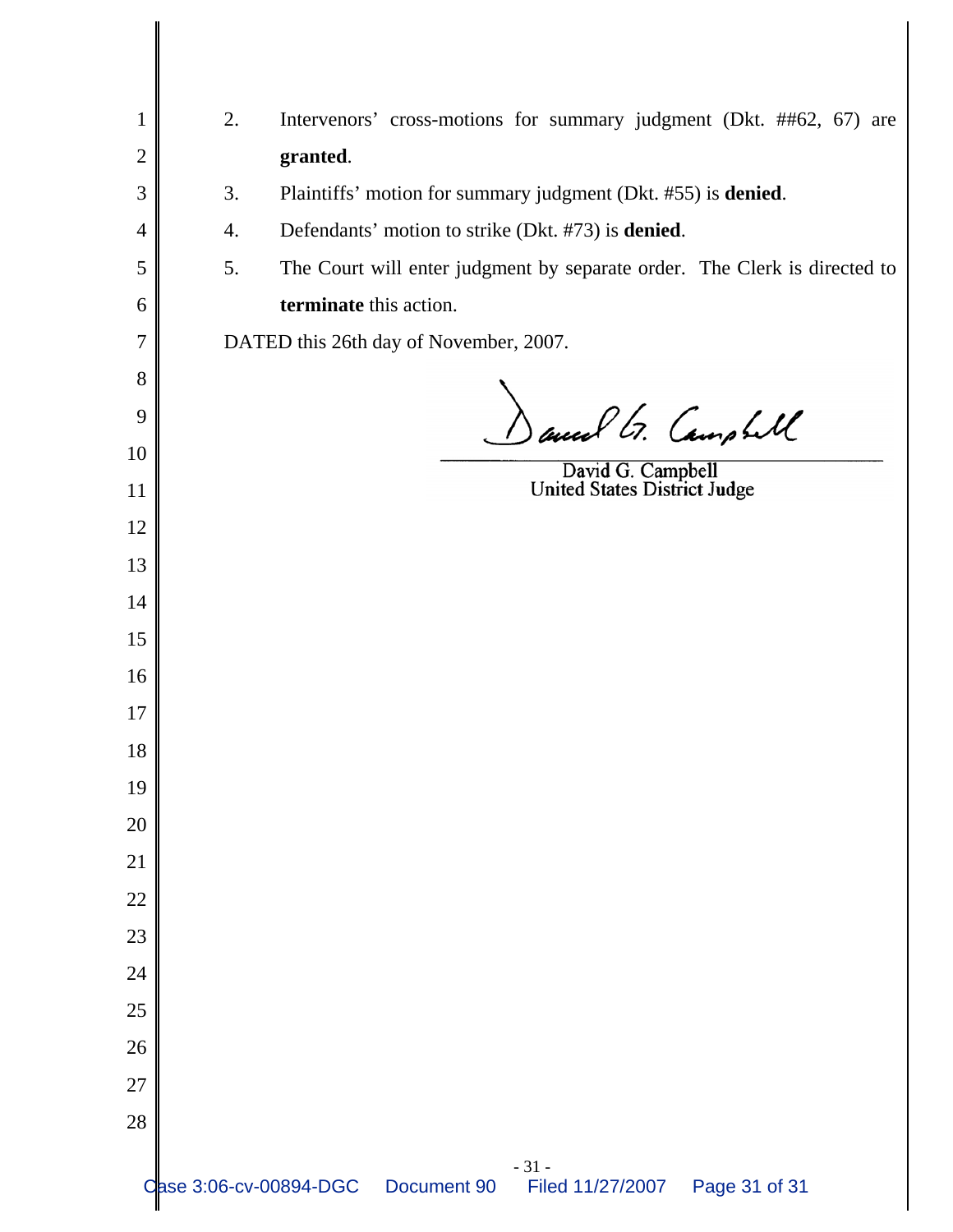2. Intervenors' cross-motions for summary judgment (Dkt. ##62, 67) are **granted**.

3. Plaintiffs' motion for summary judgment (Dkt. #55) is **denied**.

4. Defendants' motion to strike (Dkt. #73) is **denied**.

5. The Court will enter judgment by separate order. The Clerk is directed to **terminate** this action.

DATED this 26th day of November, 2007.

David G. Campbell
United States District Judge